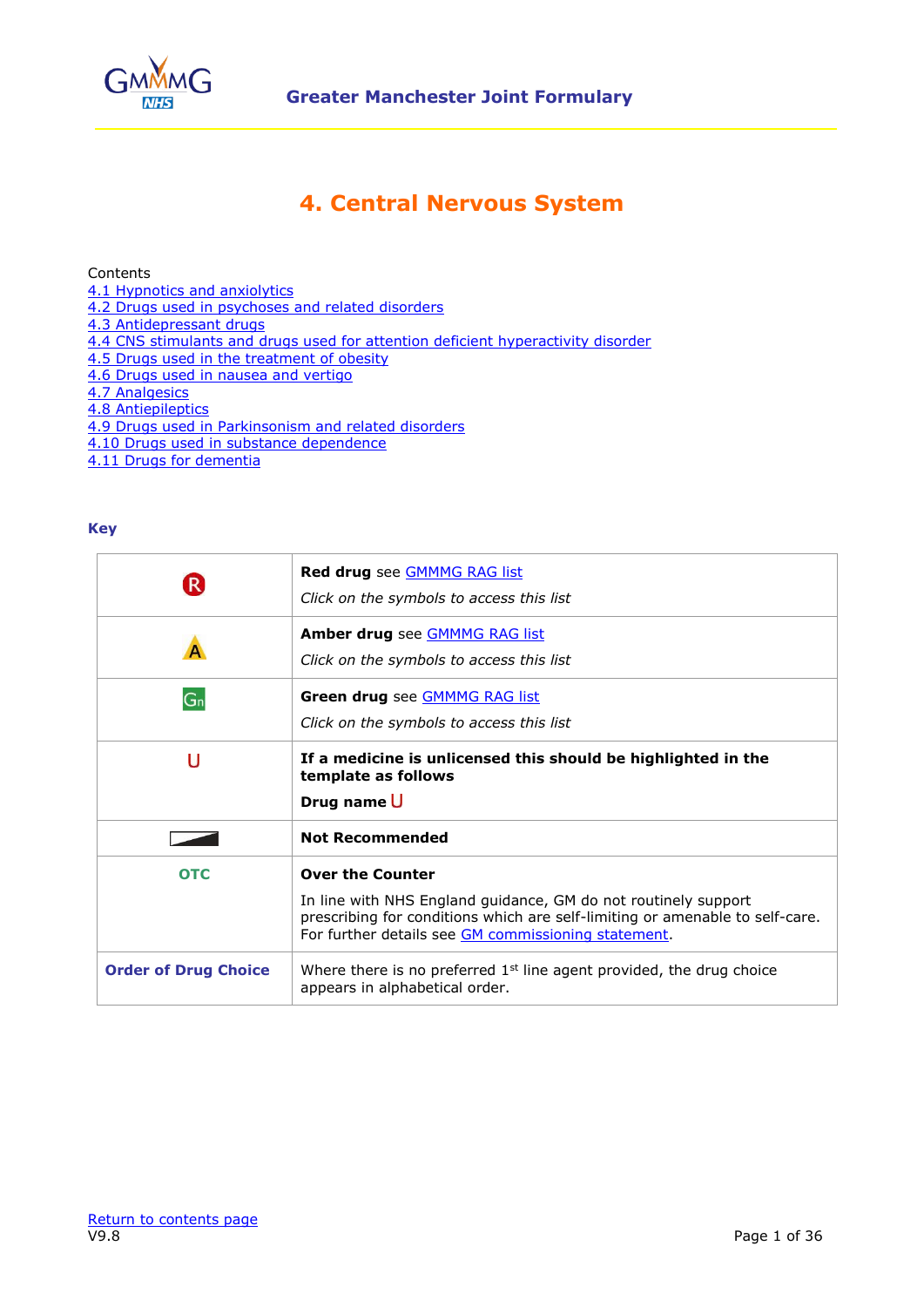# 4. Central Nervous System

Contents

[4.1 Hypnotics and anxiolytics]
[4.2 Drugs used in psychoses and related disorders]
[4.3 Antidepressant drugs]
[4.4 CNS stimulants and drugs used for attention deficient hyperactivity disorder]
[4.5 Drugs used in the treatment of obesity]
[4.6 Drugs used in nausea and vertigo]
[4.7 Analgesics]
[4.8 Antiepileptics]
[4.9 Drugs used in Parkinsonism and related disorders]
[4.10 Drugs used in substance dependence]
[4.11 Drugs for dementia]

### Key

| | |
|---|---|
| R | **Red drug** see GMMMG RAG list<br>*Click on the symbols to access this list* |
| A | **Amber drug** see GMMMG RAG list<br>*Click on the symbols to access this list* |
| Gn | **Green drug** see GMMMG RAG list<br>*Click on the symbols to access this list* |
| U | **If a medicine is unlicensed this should be highlighted in the template as follows**<br>**Drug name** U |
| | **Not Recommended** |
| OTC | **Over the Counter**<br>In line with NHS England guidance, GM do not routinely support prescribing for conditions which are self-limiting or amenable to self-care. For further details see GM commissioning statement. |
| **Order of Drug Choice** | Where there is no preferred 1st line agent provided, the drug choice appears in alphabetical order. |

Return to contents page

V9.8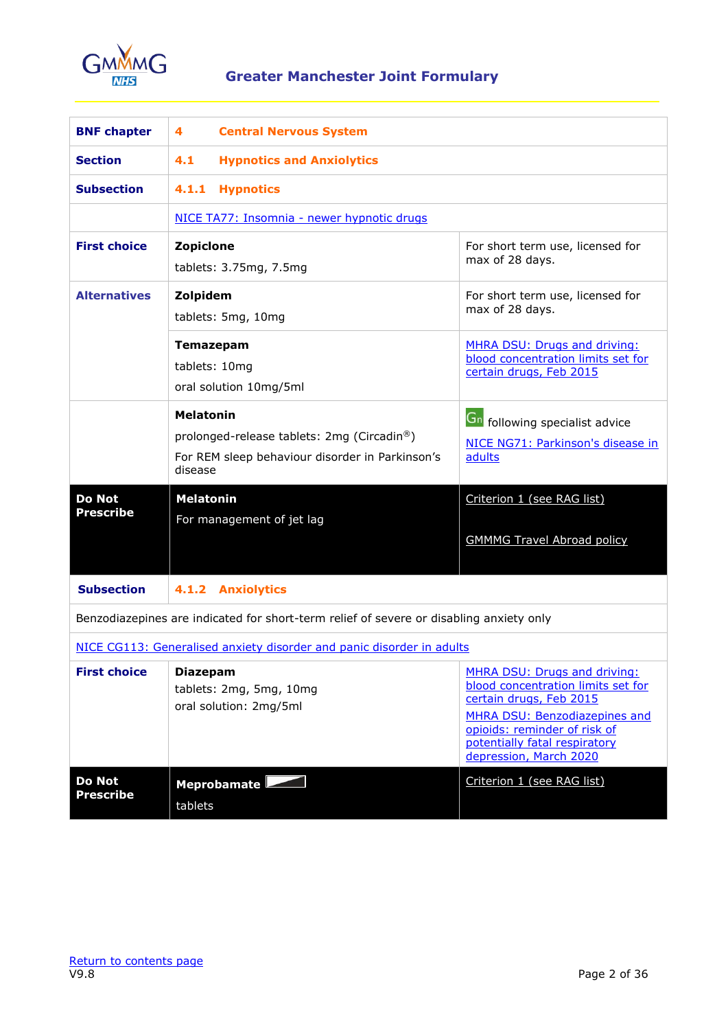# Greater Manchester Joint Formulary

| BNF chapter | 4 Central Nervous System | |
|---|---|---|
| **Section** | **4.1 Hypnotics and Anxiolytics** | |
| **Subsection** | **4.1.1 Hypnotics** | |
| | NICE TA77: Insomnia - newer hypnotic drugs | |
| **First choice** | **Zopiclone**<br>tablets: 3.75mg, 7.5mg | For short term use, licensed for max of 28 days. |
| **Alternatives** | **Zolpidem**<br>tablets: 5mg, 10mg | For short term use, licensed for max of 28 days. |
| | **Temazepam**<br>tablets: 10mg<br>oral solution 10mg/5ml | MHRA DSU: Drugs and driving: blood concentration limits set for certain drugs, Feb 2015 |
| | **Melatonin**<br>prolonged-release tablets: 2mg (Circadin®)<br>For REM sleep behaviour disorder in Parkinson's disease | Gn following specialist advice<br>NICE NG71: Parkinson's disease in adults |
| **Do Not Prescribe** | **Melatonin**<br>For management of jet lag | Criterion 1 (see RAG list)<br>GMMMG Travel Abroad policy |
| **Subsection** | **4.1.2 Anxiolytics** | |
| Benzodiazepines are indicated for short-term relief of severe or disabling anxiety only | | |
| NICE CG113: Generalised anxiety disorder and panic disorder in adults | | |
| **First choice** | **Diazepam**<br>tablets: 2mg, 5mg, 10mg<br>oral solution: 2mg/5ml | MHRA DSU: Drugs and driving: blood concentration limits set for certain drugs, Feb 2015<br>MHRA DSU: Benzodiazepines and opioids: reminder of risk of potentially fatal respiratory depression, March 2020 |
| **Do Not Prescribe** | **Meprobamate**<br>tablets | Criterion 1 (see RAG list) |

Return to contents page

V9.8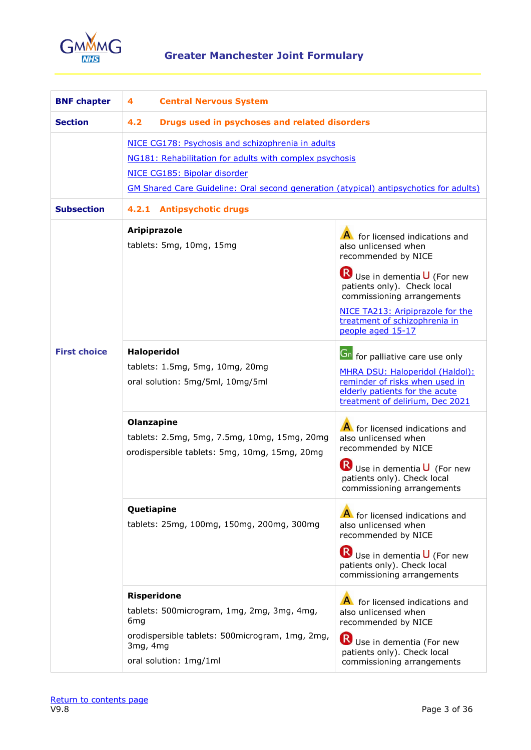## Greater Manchester Joint Formulary

| BNF chapter | 4 Central Nervous System | |
|---|---|---|
| **Section** | **4.2 Drugs used in psychoses and related disorders** | |
| | NICE CG178: Psychosis and schizophrenia in adults<br>NG181: Rehabilitation for adults with complex psychosis<br>NICE CG185: Bipolar disorder<br>GM Shared Care Guideline: Oral second generation (atypical) antipsychotics for adults) | |
| **Subsection** | **4.2.1 Antipsychotic drugs** | |
| **First choice** | **Aripiprazole**<br>tablets: 5mg, 10mg, 15mg | A for licensed indications and also unlicensed when recommended by NICE<br>R Use in dementia U (For new patients only). Check local commissioning arrangements<br>NICE TA213: Aripiprazole for the treatment of schizophrenia in people aged 15-17 |
| | **Haloperidol**<br>tablets: 1.5mg, 5mg, 10mg, 20mg<br>oral solution: 5mg/5ml, 10mg/5ml | Gn for palliative care use only<br>MHRA DSU: Haloperidol (Haldol): reminder of risks when used in elderly patients for the acute treatment of delirium, Dec 2021 |
| | **Olanzapine**<br>tablets: 2.5mg, 5mg, 7.5mg, 10mg, 15mg, 20mg<br>orodispersible tablets: 5mg, 10mg, 15mg, 20mg | A for licensed indications and also unlicensed when recommended by NICE<br>R Use in dementia U (For new patients only). Check local commissioning arrangements |
| | **Quetiapine**<br>tablets: 25mg, 100mg, 150mg, 200mg, 300mg | A for licensed indications and also unlicensed when recommended by NICE<br>R Use in dementia U (For new patients only). Check local commissioning arrangements |
| | **Risperidone**<br>tablets: 500microgram, 1mg, 2mg, 3mg, 4mg, 6mg<br>orodispersible tablets: 500microgram, 1mg, 2mg, 3mg, 4mg<br>oral solution: 1mg/1ml | A for licensed indications and also unlicensed when recommended by NICE<br>R Use in dementia (For new patients only). Check local commissioning arrangements |

Return to contents page
V9.8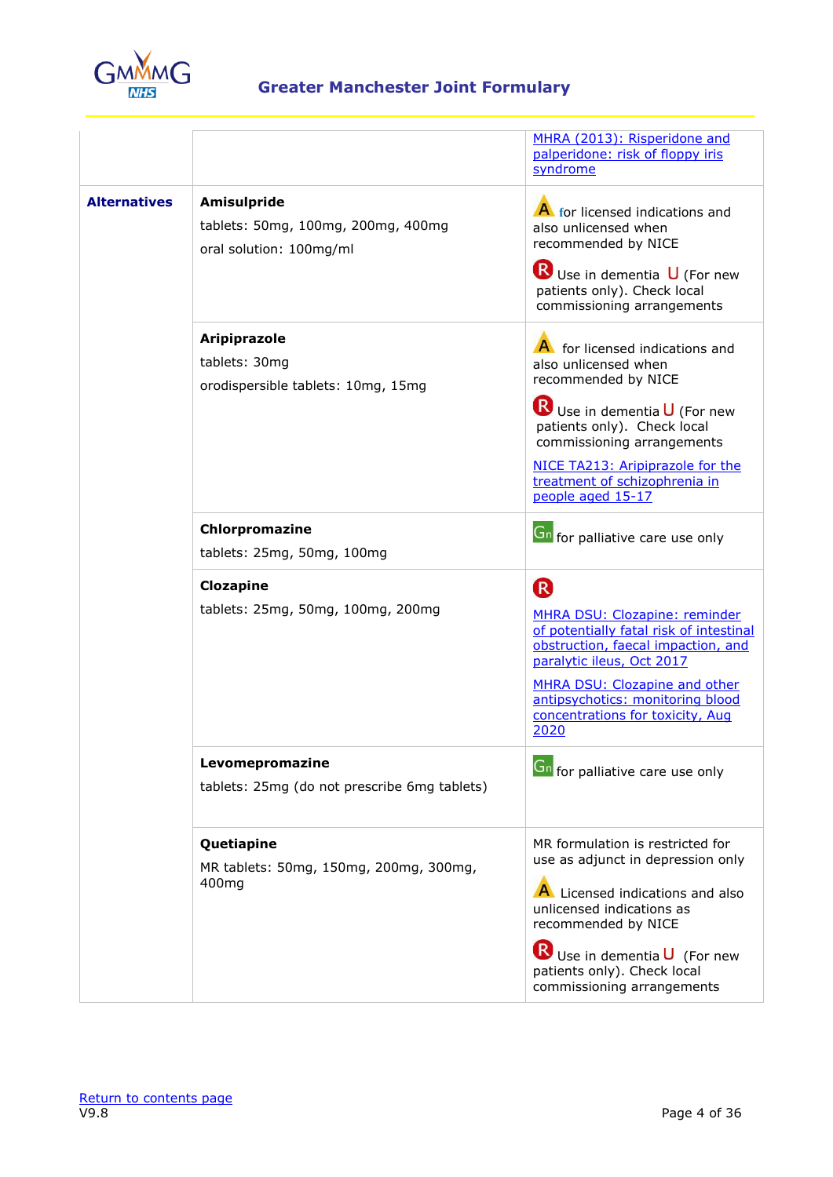|  |  |  |
|---|---|---|
|  |  | MHRA (2013): Risperidone and palperidone: risk of floppy iris syndrome |
| **Alternatives** | **Amisulpride**<br>tablets: 50mg, 100mg, 200mg, 400mg<br>oral solution: 100mg/ml | A for licensed indications and also unlicensed when recommended by NICE<br>R Use in dementia U (For new patients only). Check local commissioning arrangements |
|  | **Aripiprazole**<br>tablets: 30mg<br>orodispersible tablets: 10mg, 15mg | A for licensed indications and also unlicensed when recommended by NICE<br>R Use in dementia U (For new patients only). Check local commissioning arrangements<br>NICE TA213: Aripiprazole for the treatment of schizophrenia in people aged 15-17 |
|  | **Chlorpromazine**<br>tablets: 25mg, 50mg, 100mg | Gn for palliative care use only |
|  | **Clozapine**<br>tablets: 25mg, 50mg, 100mg, 200mg | R<br>MHRA DSU: Clozapine: reminder of potentially fatal risk of intestinal obstruction, faecal impaction, and paralytic ileus, Oct 2017<br>MHRA DSU: Clozapine and other antipsychotics: monitoring blood concentrations for toxicity, Aug 2020 |
|  | **Levomepromazine**<br>tablets: 25mg (do not prescribe 6mg tablets) | Gn for palliative care use only |
|  | **Quetiapine**<br>MR tablets: 50mg, 150mg, 200mg, 300mg, 400mg | MR formulation is restricted for use as adjunct in depression only<br>A Licensed indications and also unlicensed indications as recommended by NICE<br>R Use in dementia U (For new patients only). Check local commissioning arrangements |

Return to contents page
V9.8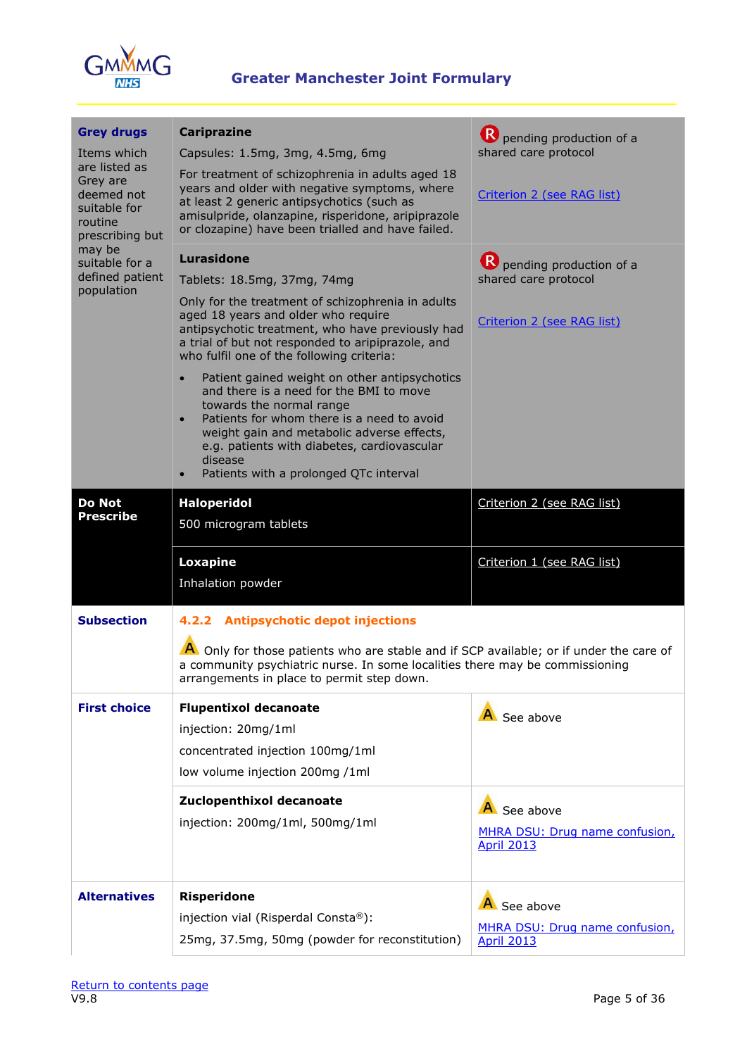| | | |
|---|---|---|
| **Grey drugs**<br><br>Items which are listed as Grey are deemed not suitable for routine prescribing but may be suitable for a defined patient population | **Cariprazine**<br><br>Capsules: 1.5mg, 3mg, 4.5mg, 6mg<br><br>For treatment of schizophrenia in adults aged 18 years and older with negative symptoms, where at least 2 generic antipsychotics (such as amisulpride, olanzapine, risperidone, aripiprazole or clozapine) have been trialled and have failed. | R pending production of a shared care protocol<br><br>Criterion 2 (see RAG list) |
| | **Lurasidone**<br><br>Tablets: 18.5mg, 37mg, 74mg<br><br>Only for the treatment of schizophrenia in adults aged 18 years and older who require antipsychotic treatment, who have previously had a trial of but not responded to aripiprazole, and who fulfil one of the following criteria:<br><br>• Patient gained weight on other antipsychotics and there is a need for the BMI to move towards the normal range<br>• Patients for whom there is a need to avoid weight gain and metabolic adverse effects, e.g. patients with diabetes, cardiovascular disease<br>• Patients with a prolonged QTc interval | R pending production of a shared care protocol<br><br>Criterion 2 (see RAG list) |
| **Do Not Prescribe** | **Haloperidol**<br><br>500 microgram tablets | Criterion 2 (see RAG list) |
| | **Loxapine**<br><br>Inhalation powder | Criterion 1 (see RAG list) |
| **Subsection** | **4.2.2 Antipsychotic depot injections**<br><br>A Only for those patients who are stable and if SCP available; or if under the care of a community psychiatric nurse. In some localities there may be commissioning arrangements in place to permit step down. | |
| **First choice** | **Flupentixol decanoate**<br><br>injection: 20mg/1ml<br><br>concentrated injection 100mg/1ml<br><br>low volume injection 200mg /1ml | A See above |
| | **Zuclopenthixol decanoate**<br><br>injection: 200mg/1ml, 500mg/1ml | A See above<br><br>MHRA DSU: Drug name confusion, April 2013 |
| **Alternatives** | **Risperidone**<br><br>injection vial (Risperdal Consta®):<br><br>25mg, 37.5mg, 50mg (powder for reconstitution) | A See above<br><br>MHRA DSU: Drug name confusion, April 2013 |

Return to contents page

V9.8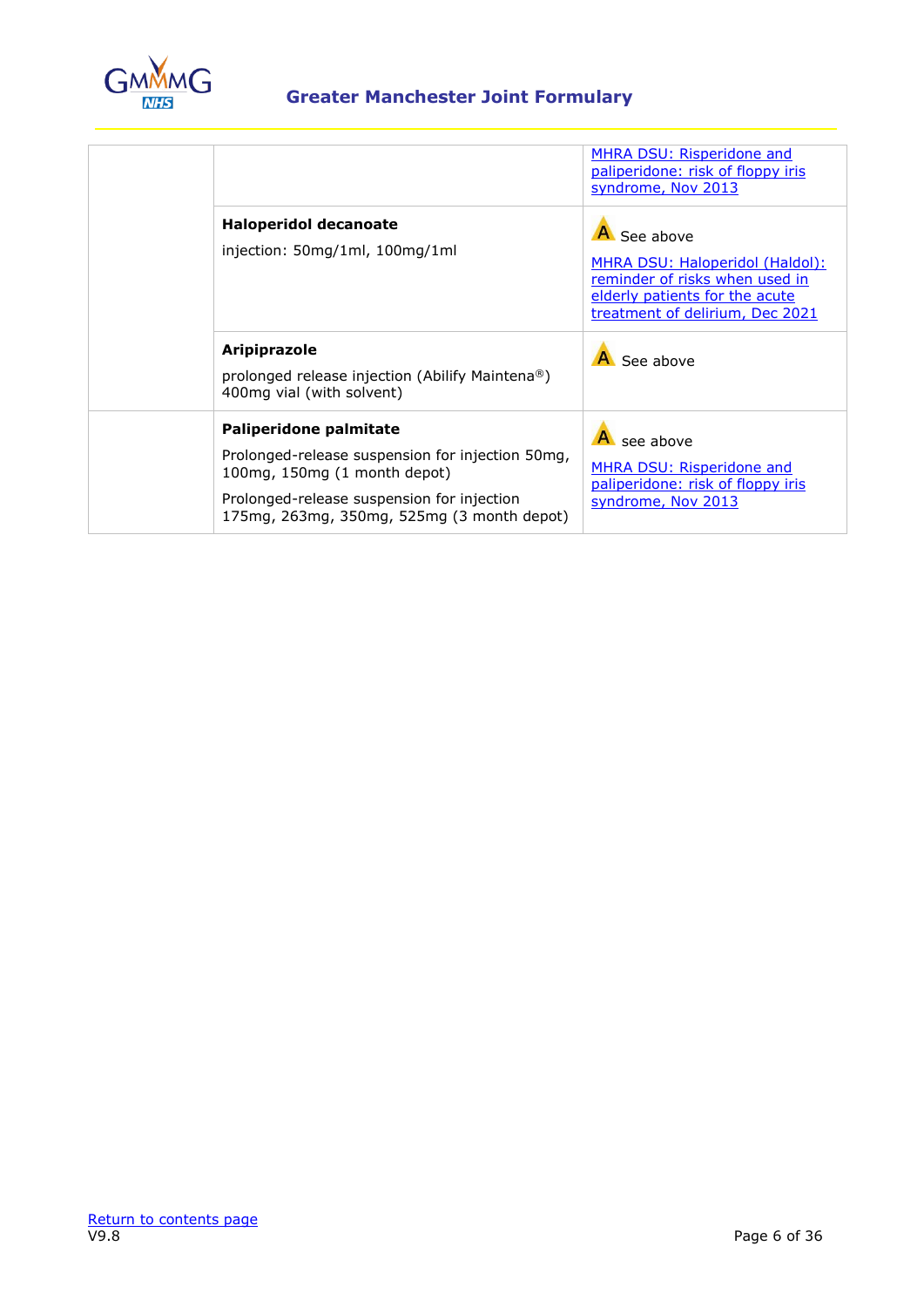| | | |
|---|---|---|
| | | MHRA DSU: Risperidone and paliperidone: risk of floppy iris syndrome, Nov 2013 |
| | **Haloperidol decanoate**<br>injection: 50mg/1ml, 100mg/1ml | A See above<br>MHRA DSU: Haloperidol (Haldol): reminder of risks when used in elderly patients for the acute treatment of delirium, Dec 2021 |
| | **Aripiprazole**<br>prolonged release injection (Abilify Maintena®) 400mg vial (with solvent) | A See above |
| | **Paliperidone palmitate**<br>Prolonged-release suspension for injection 50mg, 100mg, 150mg (1 month depot)<br>Prolonged-release suspension for injection 175mg, 263mg, 350mg, 525mg (3 month depot) | A see above<br>MHRA DSU: Risperidone and paliperidone: risk of floppy iris syndrome, Nov 2013 |

Return to contents page

V9.8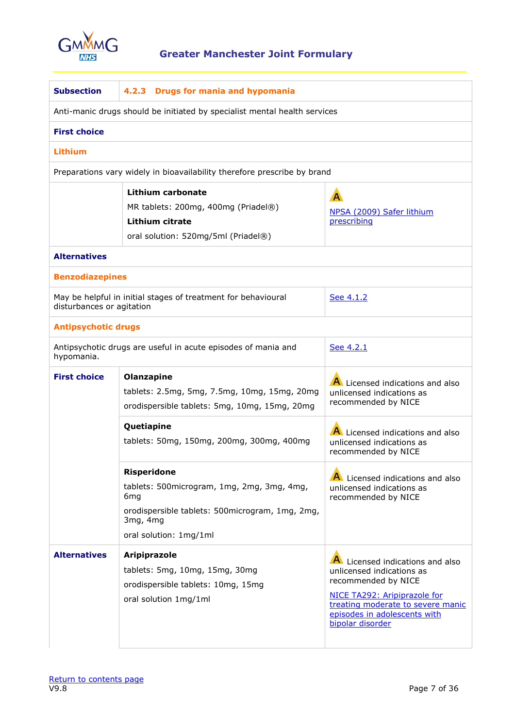| Subsection | 4.2.3 Drugs for mania and hypomania | |
|---|---|---|
| Anti-manic drugs should be initiated by specialist mental health services | | |
| **First choice** | | |
| **Lithium** | | |
| Preparations vary widely in bioavailability therefore prescribe by brand | | |
| | **Lithium carbonate**<br>MR tablets: 200mg, 400mg (Priadel®)<br>**Lithium citrate**<br>oral solution: 520mg/5ml (Priadel®) | A<br>NPSA (2009) Safer lithium prescribing |
| **Alternatives** | | |
| **Benzodiazepines** | | |
| May be helpful in initial stages of treatment for behavioural disturbances or agitation | | See 4.1.2 |
| **Antipsychotic drugs** | | |
| Antipsychotic drugs are useful in acute episodes of mania and hypomania. | | See 4.2.1 |
| **First choice** | **Olanzapine**<br>tablets: 2.5mg, 5mg, 7.5mg, 10mg, 15mg, 20mg<br>orodispersible tablets: 5mg, 10mg, 15mg, 20mg | A Licensed indications and also unlicensed indications as recommended by NICE |
| | **Quetiapine**<br>tablets: 50mg, 150mg, 200mg, 300mg, 400mg | A Licensed indications and also unlicensed indications as recommended by NICE |
| | **Risperidone**<br>tablets: 500microgram, 1mg, 2mg, 3mg, 4mg, 6mg<br>orodispersible tablets: 500microgram, 1mg, 2mg, 3mg, 4mg<br>oral solution: 1mg/1ml | A Licensed indications and also unlicensed indications as recommended by NICE |
| **Alternatives** | **Aripiprazole**<br>tablets: 5mg, 10mg, 15mg, 30mg<br>orodispersible tablets: 10mg, 15mg<br>oral solution 1mg/1ml | A Licensed indications and also unlicensed indications as recommended by NICE<br>NICE TA292: Aripiprazole for treating moderate to severe manic episodes in adolescents with bipolar disorder |

Return to contents page
V9.8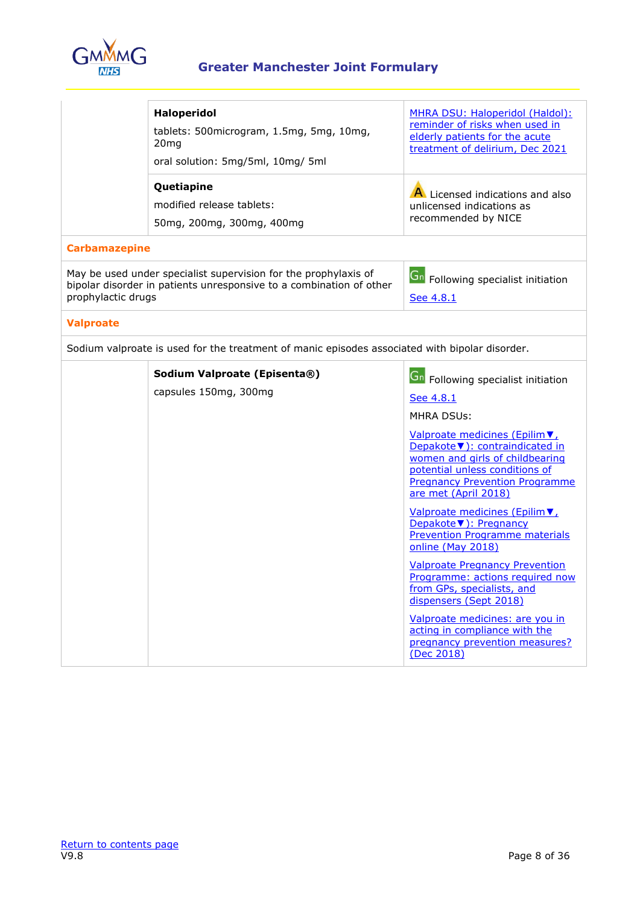| | | |
|---|---|---|
| | **Haloperidol**<br>tablets: 500microgram, 1.5mg, 5mg, 10mg, 20mg<br>oral solution: 5mg/5ml, 10mg/ 5ml | MHRA DSU: Haloperidol (Haldol): reminder of risks when used in elderly patients for the acute treatment of delirium, Dec 2021 |
| | **Quetiapine**<br>modified release tablets:<br>50mg, 200mg, 300mg, 400mg | A Licensed indications and also unlicensed indications as recommended by NICE |
| **Carbamazepine** | | |
| May be used under specialist supervision for the prophylaxis of bipolar disorder in patients unresponsive to a combination of other prophylactic drugs | | Gn Following specialist initiation<br>See 4.8.1 |
| **Valproate** | | |
| Sodium valproate is used for the treatment of manic episodes associated with bipolar disorder. | | |
| | **Sodium Valproate (Episenta®)**<br>capsules 150mg, 300mg | Gn Following specialist initiation<br>See 4.8.1<br>MHRA DSUs:<br>Valproate medicines (Epilim▼, Depakote▼): contraindicated in women and girls of childbearing potential unless conditions of Pregnancy Prevention Programme are met (April 2018)<br>Valproate medicines (Epilim▼, Depakote▼): Pregnancy Prevention Programme materials online (May 2018)<br>Valproate Pregnancy Prevention Programme: actions required now from GPs, specialists, and dispensers (Sept 2018)<br>Valproate medicines: are you in acting in compliance with the pregnancy prevention measures? (Dec 2018) |

Return to contents page
V9.8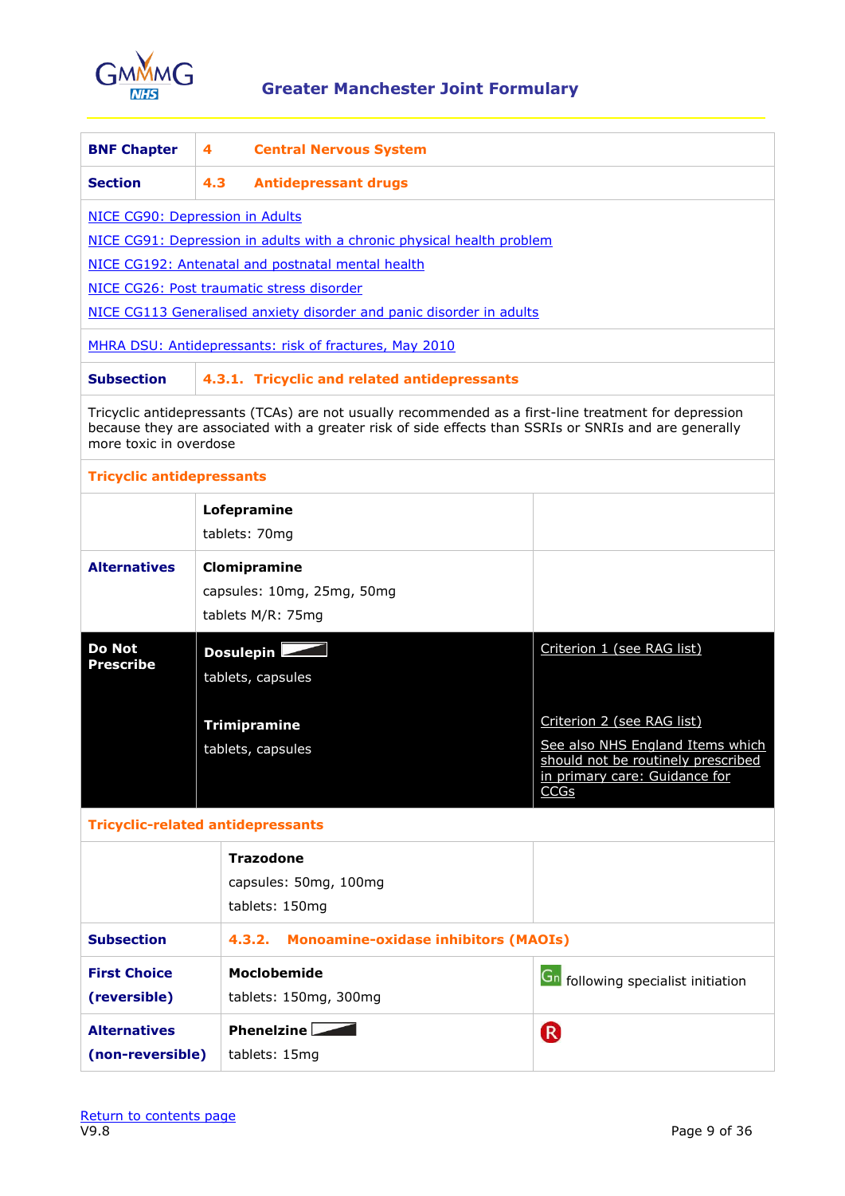# Greater Manchester Joint Formulary

| BNF Chapter | 4 Central Nervous System | |
|---|---|---|
| **Section** | **4.3 Antidepressant drugs** | |
| NICE CG90: Depression in Adults<br>NICE CG91: Depression in adults with a chronic physical health problem<br>NICE CG192: Antenatal and postnatal mental health<br>NICE CG26: Post traumatic stress disorder<br>NICE CG113 Generalised anxiety disorder and panic disorder in adults | | |
| MHRA DSU: Antidepressants: risk of fractures, May 2010 | | |
| **Subsection** | **4.3.1. Tricyclic and related antidepressants** | |
| Tricyclic antidepressants (TCAs) are not usually recommended as a first-line treatment for depression because they are associated with a greater risk of side effects than SSRIs or SNRIs and are generally more toxic in overdose | | |
| **Tricyclic antidepressants** | | |
| | **Lofepramine**<br>tablets: 70mg | |
| **Alternatives** | **Clomipramine**<br>capsules: 10mg, 25mg, 50mg<br>tablets M/R: 75mg | |
| **Do Not Prescribe** | **Dosulepin**<br>tablets, capsules | Criterion 1 (see RAG list) |
| | **Trimipramine**<br>tablets, capsules | Criterion 2 (see RAG list)<br>See also NHS England Items which should not be routinely prescribed in primary care: Guidance for CCGs |
| **Tricyclic-related antidepressants** | | |
| | **Trazodone**<br>capsules: 50mg, 100mg<br>tablets: 150mg | |
| **Subsection** | **4.3.2. Monoamine-oxidase inhibitors (MAOIs)** | |
| **First Choice (reversible)** | **Moclobemide**<br>tablets: 150mg, 300mg | Gn following specialist initiation |
| **Alternatives (non-reversible)** | **Phenelzine**<br>tablets: 15mg | R |

Return to contents page

V9.8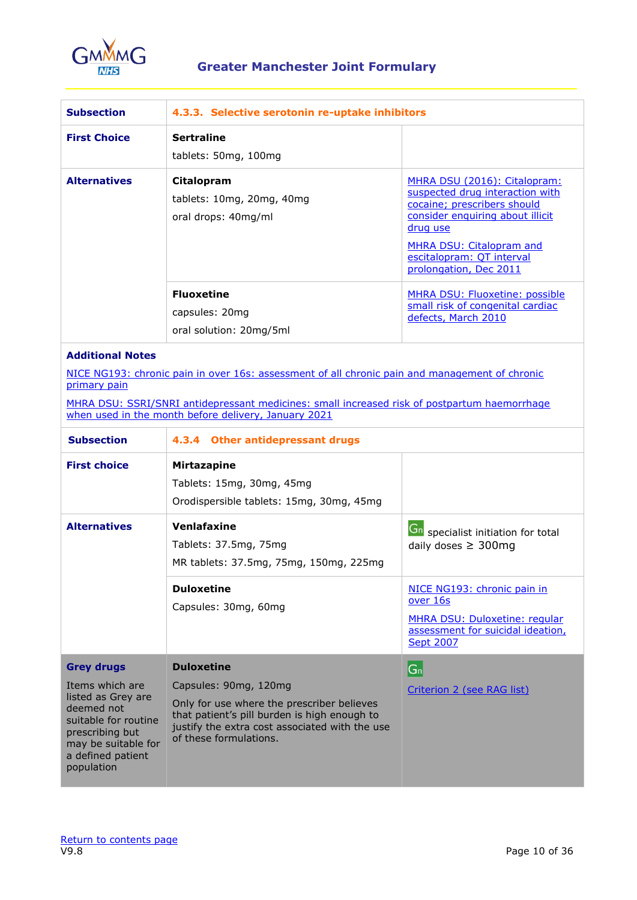| Subsection | 4.3.3. Selective serotonin re-uptake inhibitors | |
|---|---|---|
| **First Choice** | **Sertraline**<br>tablets: 50mg, 100mg | |
| **Alternatives** | **Citalopram**<br>tablets: 10mg, 20mg, 40mg<br>oral drops: 40mg/ml | MHRA DSU (2016): Citalopram: suspected drug interaction with cocaine; prescribers should consider enquiring about illicit drug use<br>MHRA DSU: Citalopram and escitalopram: QT interval prolongation, Dec 2011 |
| | **Fluoxetine**<br>capsules: 20mg<br>oral solution: 20mg/5ml | MHRA DSU: Fluoxetine: possible small risk of congenital cardiac defects, March 2010 |

**Additional Notes**

NICE NG193: chronic pain in over 16s: assessment of all chronic pain and management of chronic primary pain

MHRA DSU: SSRI/SNRI antidepressant medicines: small increased risk of postpartum haemorrhage when used in the month before delivery, January 2021

| Subsection | 4.3.4 Other antidepressant drugs | |
|---|---|---|
| **First choice** | **Mirtazapine**<br>Tablets: 15mg, 30mg, 45mg<br>Orodispersible tablets: 15mg, 30mg, 45mg | |
| **Alternatives** | **Venlafaxine**<br>Tablets: 37.5mg, 75mg<br>MR tablets: 37.5mg, 75mg, 150mg, 225mg | Gn specialist initiation for total daily doses ≥ 300mg |
| | **Duloxetine**<br>Capsules: 30mg, 60mg | NICE NG193: chronic pain in over 16s<br>MHRA DSU: Duloxetine: regular assessment for suicidal ideation, Sept 2007 |
| **Grey drugs**<br>Items which are listed as Grey are deemed not suitable for routine prescribing but may be suitable for a defined patient population | **Duloxetine**<br>Capsules: 90mg, 120mg<br>Only for use where the prescriber believes that patient's pill burden is high enough to justify the extra cost associated with the use of these formulations. | Gn<br>Criterion 2 (see RAG list) |

Return to contents page

V9.8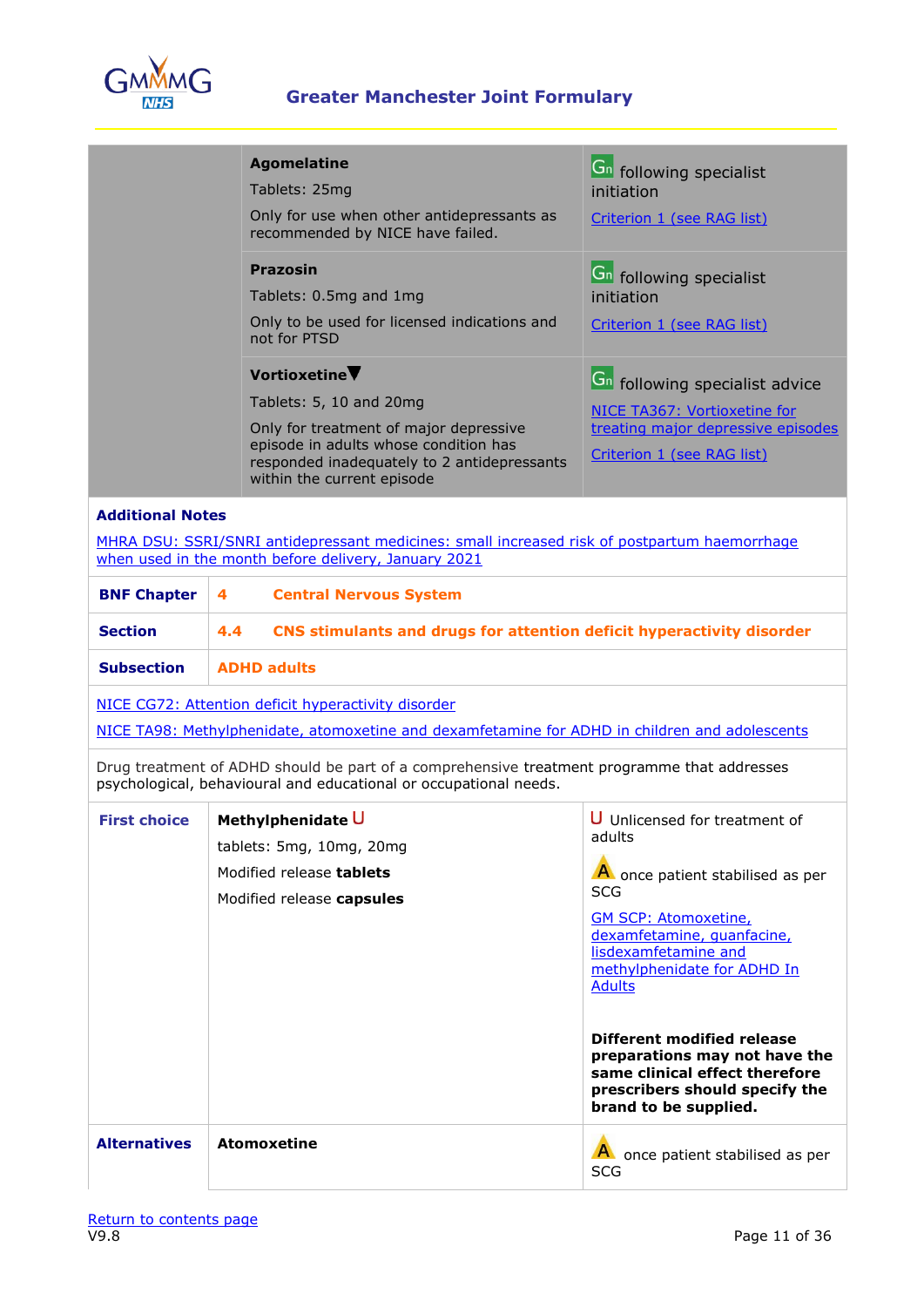| | | |
|---|---|---|
| | **Agomelatine**<br>Tablets: 25mg<br>Only for use when other antidepressants as recommended by NICE have failed. | Gn following specialist initiation<br>Criterion 1 (see RAG list) |
| | **Prazosin**<br>Tablets: 0.5mg and 1mg<br>Only to be used for licensed indications and not for PTSD | Gn following specialist initiation<br>Criterion 1 (see RAG list) |
| | **Vortioxetine▼**<br>Tablets: 5, 10 and 20mg<br>Only for treatment of major depressive episode in adults whose condition has responded inadequately to 2 antidepressants within the current episode | Gn following specialist advice<br>NICE TA367: Vortioxetine for treating major depressive episodes<br>Criterion 1 (see RAG list) |

**Additional Notes**

MHRA DSU: SSRI/SNRI antidepressant medicines: small increased risk of postpartum haemorrhage when used in the month before delivery, January 2021

| | | |
|---|---|---|
| **BNF Chapter** | **4** | **Central Nervous System** |
| **Section** | **4.4** | **CNS stimulants and drugs for attention deficit hyperactivity disorder** |
| **Subsection** | **ADHD adults** | |

NICE CG72: Attention deficit hyperactivity disorder

NICE TA98: Methylphenidate, atomoxetine and dexamfetamine for ADHD in children and adolescents

Drug treatment of ADHD should be part of a comprehensive treatment programme that addresses psychological, behavioural and educational or occupational needs.

| | | |
|---|---|---|
| **First choice** | **Methylphenidate** U<br>tablets: 5mg, 10mg, 20mg<br>Modified release **tablets**<br>Modified release **capsules** | U Unlicensed for treatment of adults<br>A once patient stabilised as per SCG<br>GM SCP: Atomoxetine, dexamfetamine, guanfacine, lisdexamfetamine and methylphenidate for ADHD In Adults<br>**Different modified release preparations may not have the same clinical effect therefore prescribers should specify the brand to be supplied.** |
| **Alternatives** | **Atomoxetine** | A once patient stabilised as per SCG |

Return to contents page
V9.8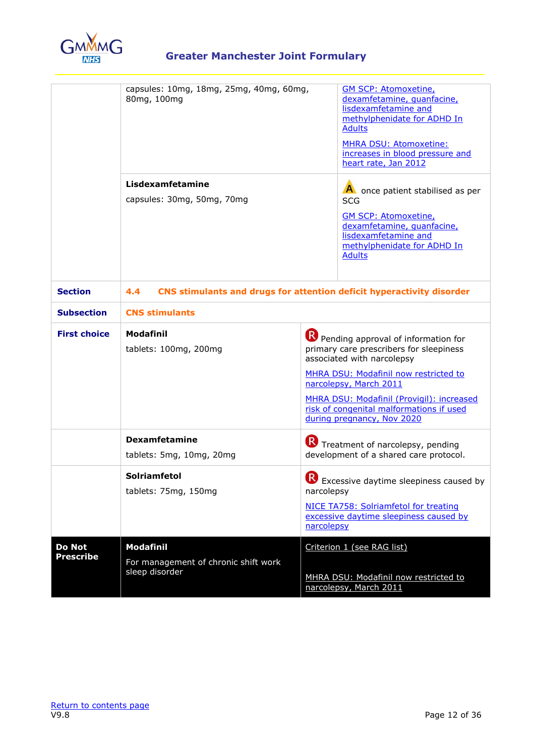| | | |
|---|---|---|
| | capsules: 10mg, 18mg, 25mg, 40mg, 60mg, 80mg, 100mg | GM SCP: Atomoxetine, dexamfetamine, guanfacine, lisdexamfetamine and methylphenidate for ADHD In Adults<br><br>MHRA DSU: Atomoxetine: increases in blood pressure and heart rate, Jan 2012 |
| | **Lisdexamfetamine**<br><br>capsules: 30mg, 50mg, 70mg | A once patient stabilised as per SCG<br><br>GM SCP: Atomoxetine, dexamfetamine, guanfacine, lisdexamfetamine and methylphenidate for ADHD In Adults |
| **Section** | **4.4 CNS stimulants and drugs for attention deficit hyperactivity disorder** | |
| **Subsection** | **CNS stimulants** | |
| **First choice** | **Modafinil**<br><br>tablets: 100mg, 200mg | R Pending approval of information for primary care prescribers for sleepiness associated with narcolepsy<br><br>MHRA DSU: Modafinil now restricted to narcolepsy, March 2011<br><br>MHRA DSU: Modafinil (Provigil): increased risk of congenital malformations if used during pregnancy, Nov 2020 |
| | **Dexamfetamine**<br><br>tablets: 5mg, 10mg, 20mg | R Treatment of narcolepsy, pending development of a shared care protocol. |
| | **Solriamfetol**<br><br>tablets: 75mg, 150mg | R Excessive daytime sleepiness caused by narcolepsy<br><br>NICE TA758: Solriamfetol for treating excessive daytime sleepiness caused by narcolepsy |
| **Do Not Prescribe** | **Modafinil**<br><br>For management of chronic shift work sleep disorder | Criterion 1 (see RAG list)<br><br>MHRA DSU: Modafinil now restricted to narcolepsy, March 2011 |

Return to contents page
V9.8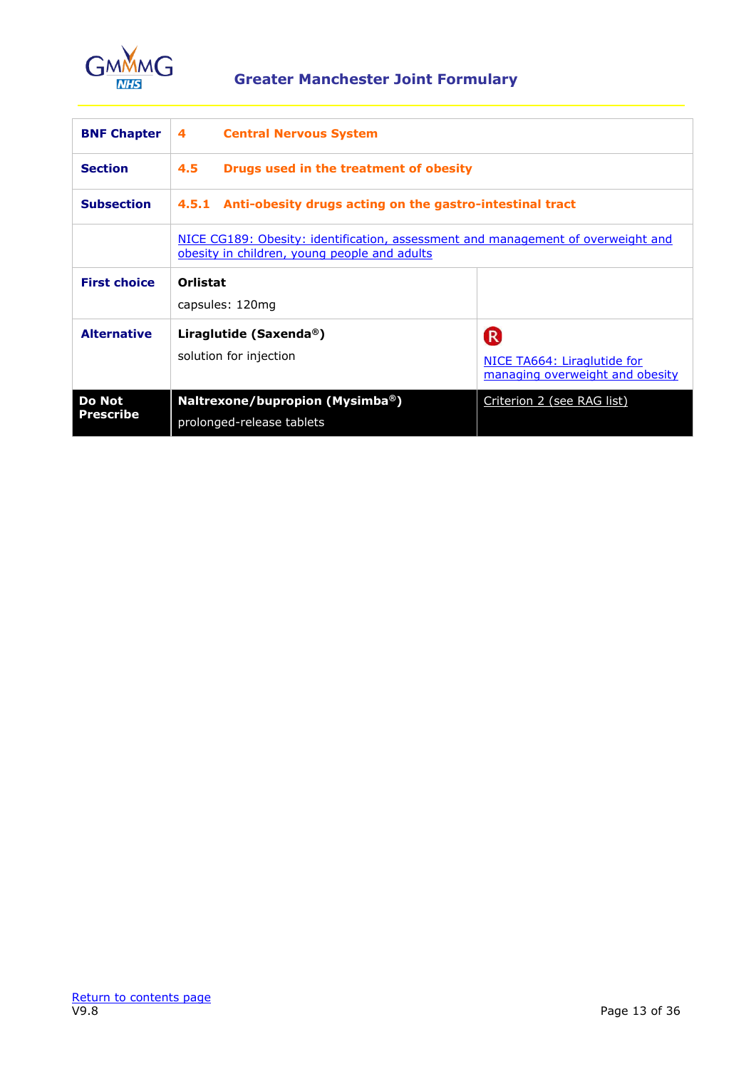| BNF Chapter | 4 Central Nervous System | |
|---|---|---|
| Section | 4.5 Drugs used in the treatment of obesity | |
| Subsection | 4.5.1 Anti-obesity drugs acting on the gastro-intestinal tract | |
| | NICE CG189: Obesity: identification, assessment and management of overweight and obesity in children, young people and adults | |
| First choice | **Orlistat**<br>capsules: 120mg | |
| Alternative | **Liraglutide (Saxenda®)**<br>solution for injection | R<br>NICE TA664: Liraglutide for managing overweight and obesity |
| Do Not Prescribe | **Naltrexone/bupropion (Mysimba®)**<br>prolonged-release tablets | Criterion 2 (see RAG list) |

Return to contents page

V9.8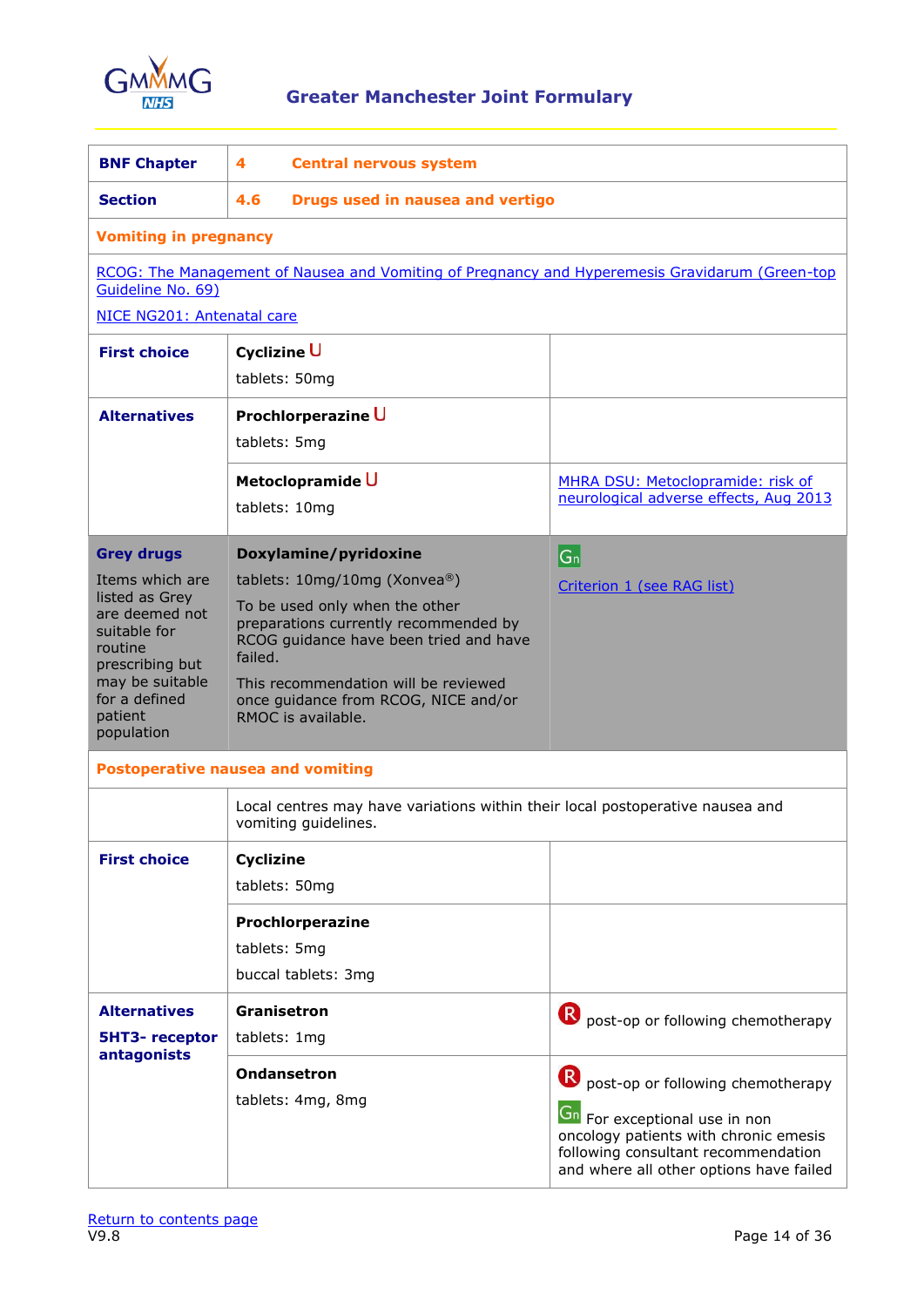## Greater Manchester Joint Formulary

| BNF Chapter | 4 Central nervous system | |
|---|---|---|
| **Section** | **4.6 Drugs used in nausea and vertigo** | |
| **Vomiting in pregnancy** | | |
| RCOG: The Management of Nausea and Vomiting of Pregnancy and Hyperemesis Gravidarum (Green-top Guideline No. 69)<br>NICE NG201: Antenatal care | | |
| **First choice** | **Cyclizine** U<br>tablets: 50mg | |
| **Alternatives** | **Prochlorperazine** U<br>tablets: 5mg | |
| | **Metoclopramide** U<br>tablets: 10mg | MHRA DSU: Metoclopramide: risk of neurological adverse effects, Aug 2013 |
| **Grey drugs**<br>Items which are listed as Grey are deemed not suitable for routine prescribing but may be suitable for a defined patient population | **Doxylamine/pyridoxine**<br>tablets: 10mg/10mg (Xonvea®)<br>To be used only when the other preparations currently recommended by RCOG guidance have been tried and have failed.<br>This recommendation will be reviewed once guidance from RCOG, NICE and/or RMOC is available. | Gn<br>Criterion 1 (see RAG list) |
| **Postoperative nausea and vomiting** | | |
| | Local centres may have variations within their local postoperative nausea and vomiting guidelines. | |
| **First choice** | **Cyclizine**<br>tablets: 50mg | |
| | **Prochlorperazine**<br>tablets: 5mg<br>buccal tablets: 3mg | |
| **Alternatives**<br>**5HT3- receptor antagonists** | **Granisetron**<br>tablets: 1mg | R post-op or following chemotherapy |
| | **Ondansetron**<br>tablets: 4mg, 8mg | R post-op or following chemotherapy<br>Gn For exceptional use in non oncology patients with chronic emesis following consultant recommendation and where all other options have failed |

Return to contents page

V9.8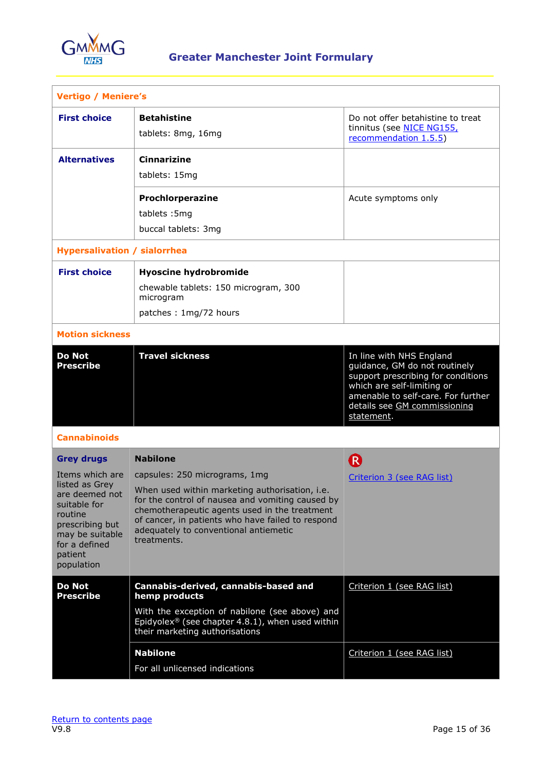| Vertigo / Meniere's | | |
|---|---|---|
| **First choice** | **Betahistine**<br>tablets: 8mg, 16mg | Do not offer betahistine to treat tinnitus (see NICE NG155, recommendation 1.5.5) |
| **Alternatives** | **Cinnarizine**<br>tablets: 15mg | |
| | **Prochlorperazine**<br>tablets :5mg<br>buccal tablets: 3mg | Acute symptoms only |
| **Hypersalivation / sialorrhea** | | |
| **First choice** | **Hyoscine hydrobromide**<br>chewable tablets: 150 microgram, 300 microgram<br>patches : 1mg/72 hours | |
| **Motion sickness** | | |
| **Do Not Prescribe** | **Travel sickness** | In line with NHS England guidance, GM do not routinely support prescribing for conditions which are self-limiting or amenable to self-care. For further details see GM commissioning statement. |
| **Cannabinoids** | | |
| **Grey drugs**<br>Items which are listed as Grey are deemed not suitable for routine prescribing but may be suitable for a defined patient population | **Nabilone**<br>capsules: 250 micrograms, 1mg<br>When used within marketing authorisation, i.e. for the control of nausea and vomiting caused by chemotherapeutic agents used in the treatment of cancer, in patients who have failed to respond adequately to conventional antiemetic treatments. | R<br>Criterion 3 (see RAG list) |
| **Do Not Prescribe** | **Cannabis-derived, cannabis-based and hemp products**<br>With the exception of nabilone (see above) and Epidyolex® (see chapter 4.8.1), when used within their marketing authorisations | Criterion 1 (see RAG list) |
| | **Nabilone**<br>For all unlicensed indications | Criterion 1 (see RAG list) |

Return to contents page
V9.8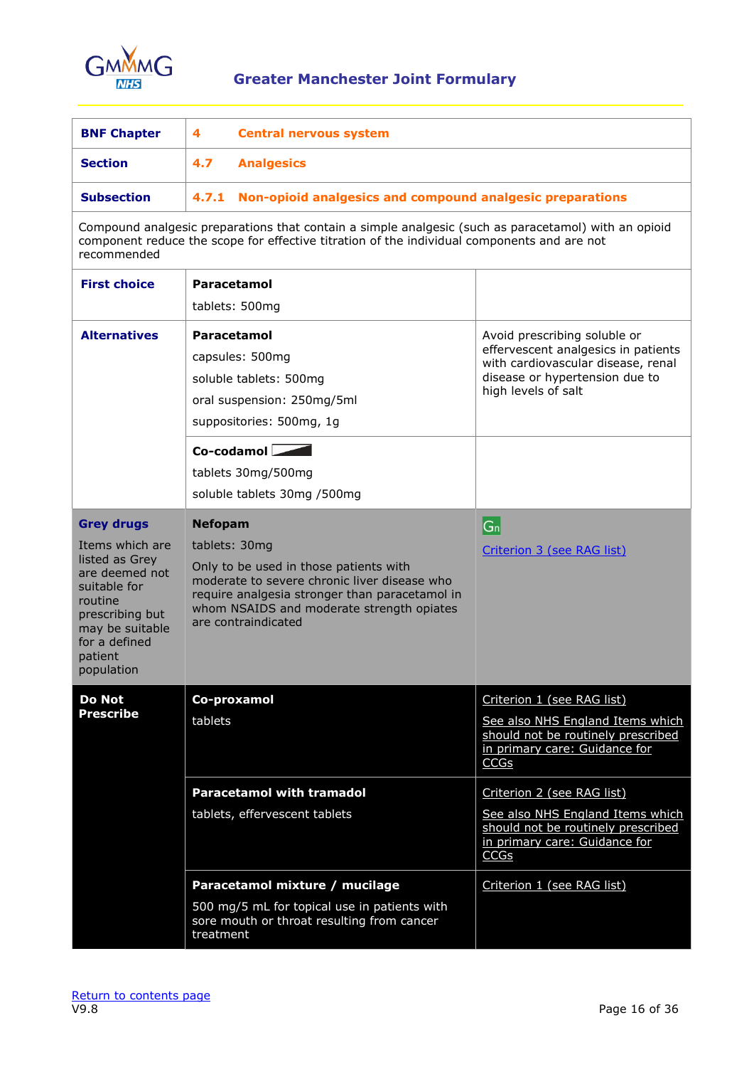# Greater Manchester Joint Formulary

| BNF Chapter | 4 Central nervous system | |
|---|---|---|
| Section | 4.7 Analgesics | |
| Subsection | 4.7.1 Non-opioid analgesics and compound analgesic preparations | |
| Compound analgesic preparations that contain a simple analgesic (such as paracetamol) with an opioid component reduce the scope for effective titration of the individual components and are not recommended | | |
| **First choice** | **Paracetamol**<br>tablets: 500mg | |
| **Alternatives** | **Paracetamol**<br>capsules: 500mg<br>soluble tablets: 500mg<br>oral suspension: 250mg/5ml<br>suppositories: 500mg, 1g | Avoid prescribing soluble or effervescent analgesics in patients with cardiovascular disease, renal disease or hypertension due to high levels of salt |
| | **Co-codamol**<br>tablets 30mg/500mg<br>soluble tablets 30mg /500mg | |
| **Grey drugs**<br>Items which are listed as Grey are deemed not suitable for routine prescribing but may be suitable for a defined patient population | **Nefopam**<br>tablets: 30mg<br>Only to be used in those patients with moderate to severe chronic liver disease who require analgesia stronger than paracetamol in whom NSAIDS and moderate strength opiates are contraindicated | Gn<br>Criterion 3 (see RAG list) |
| **Do Not Prescribe** | **Co-proxamol**<br>tablets | Criterion 1 (see RAG list)<br>See also NHS England Items which should not be routinely prescribed in primary care: Guidance for CCGs |
| | **Paracetamol with tramadol**<br>tablets, effervescent tablets | Criterion 2 (see RAG list)<br>See also NHS England Items which should not be routinely prescribed in primary care: Guidance for CCGs |
| | **Paracetamol mixture / mucilage**<br>500 mg/5 mL for topical use in patients with sore mouth or throat resulting from cancer treatment | Criterion 1 (see RAG list) |

Return to contents page

V9.8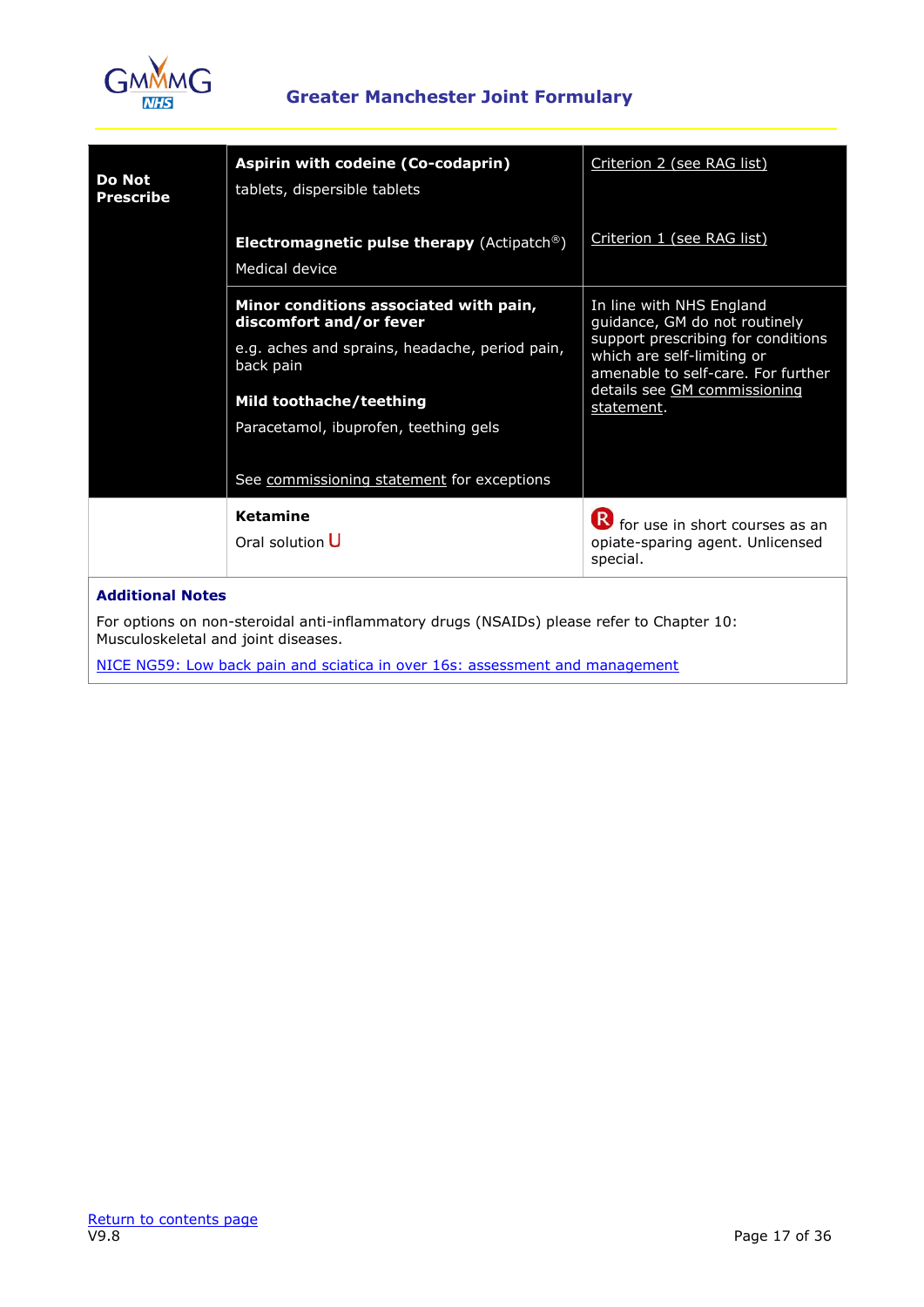| | | |
|---|---|---|
| **Do Not Prescribe** | **Aspirin with codeine (Co-codaprin)**<br>tablets, dispersible tablets<br><br>**Electromagnetic pulse therapy** (Actipatch®)<br>Medical device | Criterion 2 (see RAG list)<br><br>Criterion 1 (see RAG list) |
| | **Minor conditions associated with pain, discomfort and/or fever**<br>e.g. aches and sprains, headache, period pain, back pain<br>**Mild toothache/teething**<br>Paracetamol, ibuprofen, teething gels<br><br>See commissioning statement for exceptions | In line with NHS England guidance, GM do not routinely support prescribing for conditions which are self-limiting or amenable to self-care. For further details see GM commissioning statement. |
| | **Ketamine**<br>Oral solution U | R for use in short courses as an opiate-sparing agent. Unlicensed special. |

**Additional Notes**

For options on non-steroidal anti-inflammatory drugs (NSAIDs) please refer to Chapter 10: Musculoskeletal and joint diseases.

NICE NG59: Low back pain and sciatica in over 16s: assessment and management

Return to contents page
V9.8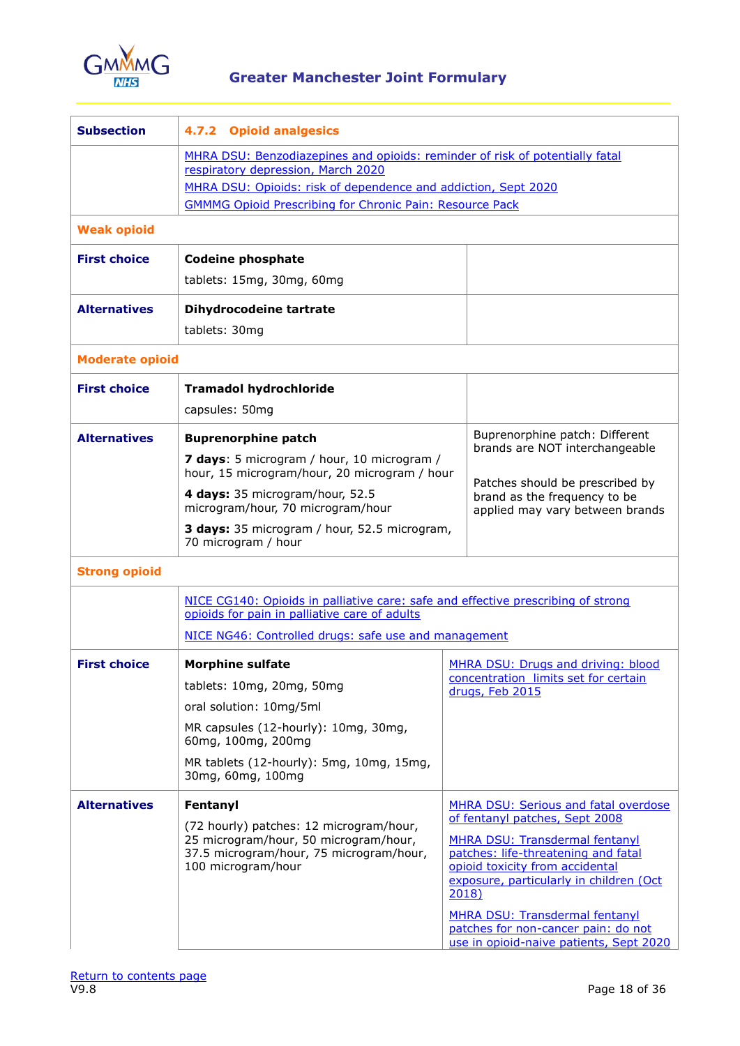## Greater Manchester Joint Formulary

| Subsection | 4.7.2 Opioid analgesics | |
|---|---|---|
| | MHRA DSU: Benzodiazepines and opioids: reminder of risk of potentially fatal respiratory depression, March 2020<br>MHRA DSU: Opioids: risk of dependence and addiction, Sept 2020<br>GMMMG Opioid Prescribing for Chronic Pain: Resource Pack | |
| **Weak opioid** | | |
| **First choice** | **Codeine phosphate**<br>tablets: 15mg, 30mg, 60mg | |
| **Alternatives** | **Dihydrocodeine tartrate**<br>tablets: 30mg | |
| **Moderate opioid** | | |
| **First choice** | **Tramadol hydrochloride**<br>capsules: 50mg | |
| **Alternatives** | **Buprenorphine patch**<br>**7 days**: 5 microgram / hour, 10 microgram / hour, 15 microgram/hour, 20 microgram / hour<br>**4 days:** 35 microgram/hour, 52.5 microgram/hour, 70 microgram/hour<br>**3 days:** 35 microgram / hour, 52.5 microgram, 70 microgram / hour | Buprenorphine patch: Different brands are NOT interchangeable<br><br>Patches should be prescribed by brand as the frequency to be applied may vary between brands |
| **Strong opioid** | | |
| | NICE CG140: Opioids in palliative care: safe and effective prescribing of strong opioids for pain in palliative care of adults<br>NICE NG46: Controlled drugs: safe use and management | |
| **First choice** | **Morphine sulfate**<br>tablets: 10mg, 20mg, 50mg<br>oral solution: 10mg/5ml<br>MR capsules (12-hourly): 10mg, 30mg, 60mg, 100mg, 200mg<br>MR tablets (12-hourly): 5mg, 10mg, 15mg, 30mg, 60mg, 100mg | MHRA DSU: Drugs and driving: blood concentration limits set for certain drugs, Feb 2015 |
| **Alternatives** | **Fentanyl**<br>(72 hourly) patches: 12 microgram/hour, 25 microgram/hour, 50 microgram/hour, 37.5 microgram/hour, 75 microgram/hour, 100 microgram/hour | MHRA DSU: Serious and fatal overdose of fentanyl patches, Sept 2008<br>MHRA DSU: Transdermal fentanyl patches: life-threatening and fatal opioid toxicity from accidental exposure, particularly in children (Oct 2018)<br>MHRA DSU: Transdermal fentanyl patches for non-cancer pain: do not use in opioid-naive patients, Sept 2020 |

Return to contents page

V9.8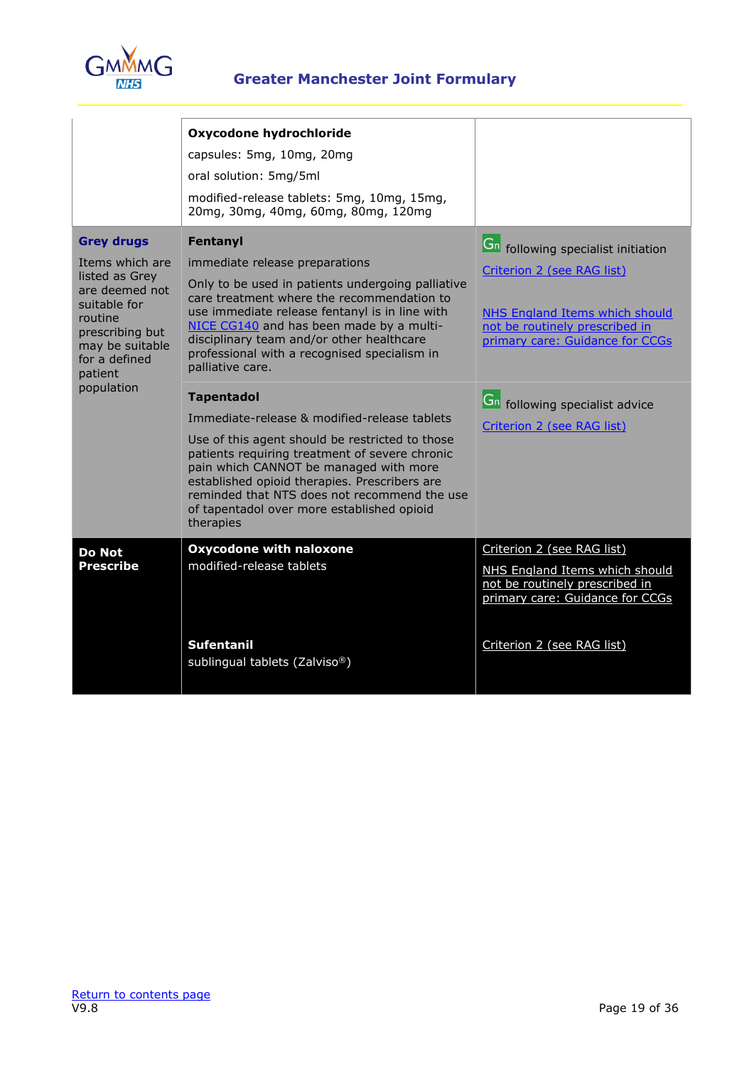| | | |
|---|---|---|
| | **Oxycodone hydrochloride**<br>capsules: 5mg, 10mg, 20mg<br>oral solution: 5mg/5ml<br>modified-release tablets: 5mg, 10mg, 15mg, 20mg, 30mg, 40mg, 60mg, 80mg, 120mg | |
| **Grey drugs**<br>Items which are listed as Grey are deemed not suitable for routine prescribing but may be suitable for a defined patient population | **Fentanyl**<br>immediate release preparations<br>Only to be used in patients undergoing palliative care treatment where the recommendation to use immediate release fentanyl is in line with NICE CG140 and has been made by a multi-disciplinary team and/or other healthcare professional with a recognised specialism in palliative care. | Gn following specialist initiation<br>Criterion 2 (see RAG list)<br>NHS England Items which should not be routinely prescribed in primary care: Guidance for CCGs |
| | **Tapentadol**<br>Immediate-release & modified-release tablets<br>Use of this agent should be restricted to those patients requiring treatment of severe chronic pain which CANNOT be managed with more established opioid therapies. Prescribers are reminded that NTS does not recommend the use of tapentadol over more established opioid therapies | Gn following specialist advice<br>Criterion 2 (see RAG list) |
| **Do Not Prescribe** | **Oxycodone with naloxone**<br>modified-release tablets | Criterion 2 (see RAG list)<br>NHS England Items which should not be routinely prescribed in primary care: Guidance for CCGs |
| | **Sufentanil**<br>sublingual tablets (Zalviso®) | Criterion 2 (see RAG list) |

Return to contents page
V9.8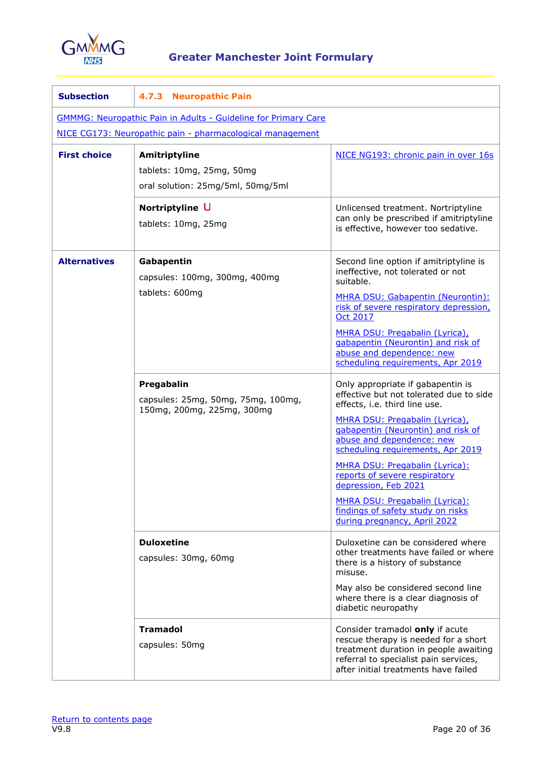**Greater Manchester Joint Formulary**

| Subsection | 4.7.3 Neuropathic Pain | |
|---|---|---|
| GMMMG: Neuropathic Pain in Adults - Guideline for Primary Care<br>NICE CG173: Neuropathic pain - pharmacological management | | |
| **First choice** | **Amitriptyline**<br>tablets: 10mg, 25mg, 50mg<br>oral solution: 25mg/5ml, 50mg/5ml | NICE NG193: chronic pain in over 16s |
| | **Nortriptyline** U<br>tablets: 10mg, 25mg | Unlicensed treatment. Nortriptyline can only be prescribed if amitriptyline is effective, however too sedative. |
| **Alternatives** | **Gabapentin**<br>capsules: 100mg, 300mg, 400mg<br>tablets: 600mg | Second line option if amitriptyline is ineffective, not tolerated or not suitable.<br>MHRA DSU: Gabapentin (Neurontin): risk of severe respiratory depression, Oct 2017<br>MHRA DSU: Pregabalin (Lyrica), gabapentin (Neurontin) and risk of abuse and dependence: new scheduling requirements, Apr 2019 |
| | **Pregabalin**<br>capsules: 25mg, 50mg, 75mg, 100mg, 150mg, 200mg, 225mg, 300mg | Only appropriate if gabapentin is effective but not tolerated due to side effects, i.e. third line use.<br>MHRA DSU: Pregabalin (Lyrica), gabapentin (Neurontin) and risk of abuse and dependence: new scheduling requirements, Apr 2019<br>MHRA DSU: Pregabalin (Lyrica): reports of severe respiratory depression, Feb 2021<br>MHRA DSU: Pregabalin (Lyrica): findings of safety study on risks during pregnancy, April 2022 |
| | **Duloxetine**<br>capsules: 30mg, 60mg | Duloxetine can be considered where other treatments have failed or where there is a history of substance misuse.<br>May also be considered second line where there is a clear diagnosis of diabetic neuropathy |
| | **Tramadol**<br>capsules: 50mg | Consider tramadol **only** if acute rescue therapy is needed for a short treatment duration in people awaiting referral to specialist pain services, after initial treatments have failed |

Return to contents page
V9.8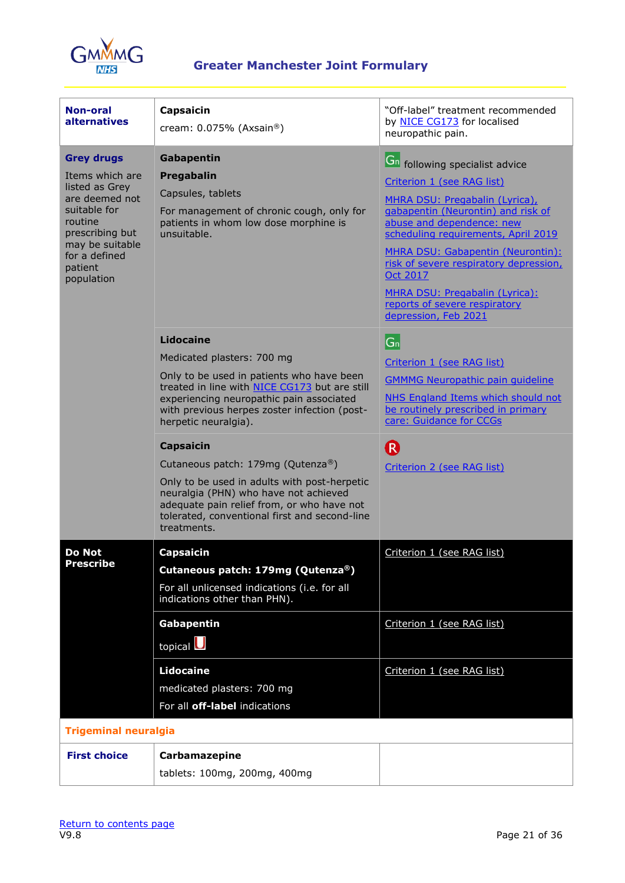| | | |
|---|---|---|
| **Non-oral alternatives** | **Capsaicin**<br>cream: 0.075% (Axsain®) | "Off-label" treatment recommended by NICE CG173 for localised neuropathic pain. |
| **Grey drugs**<br>Items which are listed as Grey are deemed not suitable for routine prescribing but may be suitable for a defined patient population | **Gabapentin**<br>**Pregabalin**<br>Capsules, tablets<br>For management of chronic cough, only for patients in whom low dose morphine is unsuitable. | Gn following specialist advice<br>Criterion 1 (see RAG list)<br>MHRA DSU: Pregabalin (Lyrica), gabapentin (Neurontin) and risk of abuse and dependence: new scheduling requirements, April 2019<br>MHRA DSU: Gabapentin (Neurontin): risk of severe respiratory depression, Oct 2017<br>MHRA DSU: Pregabalin (Lyrica): reports of severe respiratory depression, Feb 2021 |
| | **Lidocaine**<br>Medicated plasters: 700 mg<br>Only to be used in patients who have been treated in line with NICE CG173 but are still experiencing neuropathic pain associated with previous herpes zoster infection (post-herpetic neuralgia). | Gn<br>Criterion 1 (see RAG list)<br>GMMMG Neuropathic pain guideline<br>NHS England Items which should not be routinely prescribed in primary care: Guidance for CCGs |
| | **Capsaicin**<br>Cutaneous patch: 179mg (Qutenza®)<br>Only to be used in adults with post-herpetic neuralgia (PHN) who have not achieved adequate pain relief from, or who have not tolerated, conventional first and second-line treatments. | R<br>Criterion 2 (see RAG list) |
| **Do Not Prescribe** | **Capsaicin**<br>**Cutaneous patch: 179mg (Qutenza®)**<br>For all unlicensed indications (i.e. for all indications other than PHN). | Criterion 1 (see RAG list) |
| | **Gabapentin**<br>topical U | Criterion 1 (see RAG list) |
| | **Lidocaine**<br>medicated plasters: 700 mg<br>For all **off-label** indications | Criterion 1 (see RAG list) |
| **Trigeminal neuralgia** | | |
| **First choice** | **Carbamazepine**<br>tablets: 100mg, 200mg, 400mg | |

Return to contents page
V9.8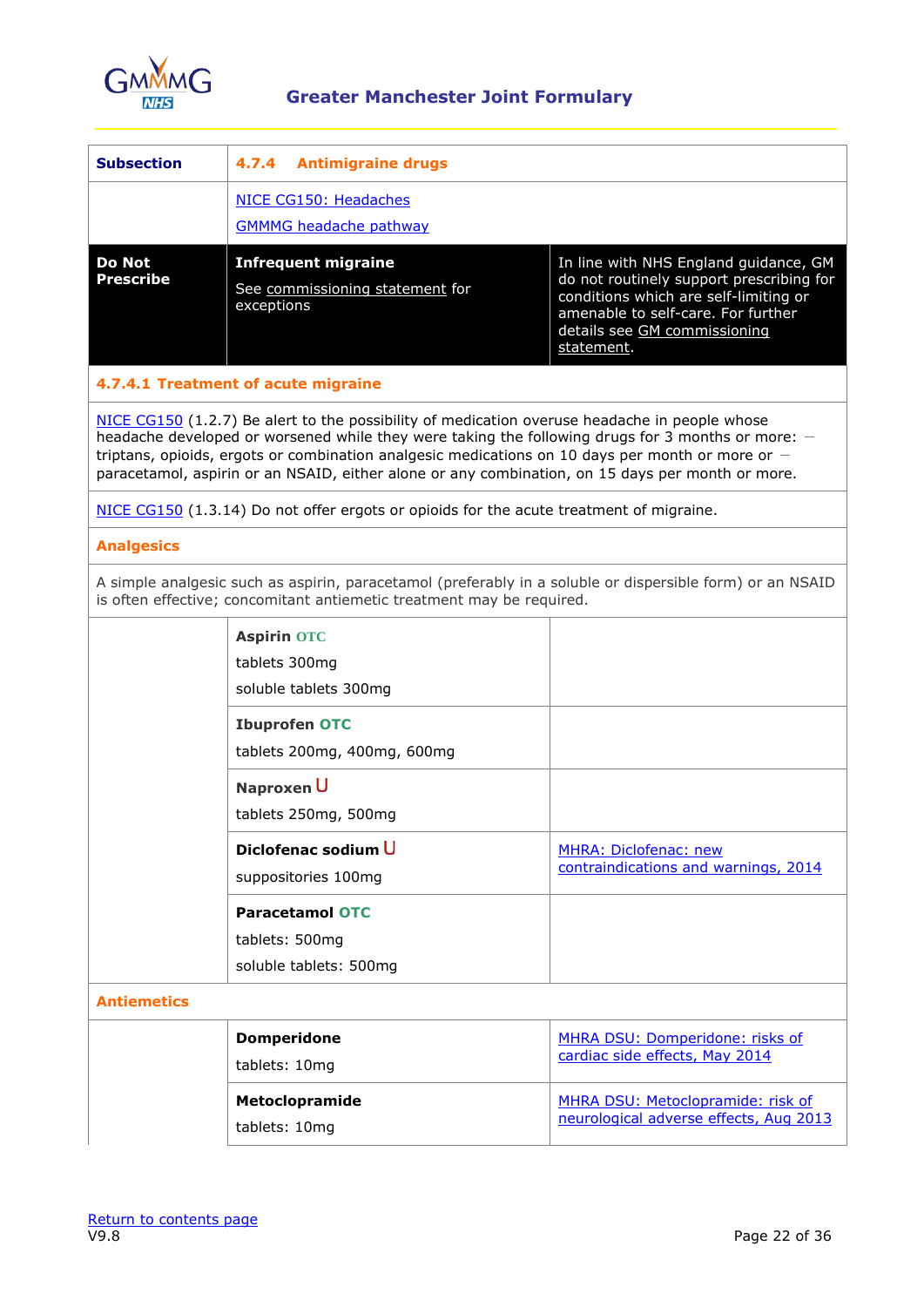Greater Manchester Joint Formulary

| Subsection | 4.7.4 Antimigraine drugs | |
|---|---|---|
| | NICE CG150: Headaches<br>GMMMG headache pathway | |
| **Do Not Prescribe** | **Infrequent migraine**<br>See commissioning statement for exceptions | In line with NHS England guidance, GM do not routinely support prescribing for conditions which are self-limiting or amenable to self-care. For further details see GM commissioning statement. |

### 4.7.4.1 Treatment of acute migraine

NICE CG150 (1.2.7) Be alert to the possibility of medication overuse headache in people whose headache developed or worsened while they were taking the following drugs for 3 months or more: — triptans, opioids, ergots or combination analgesic medications on 10 days per month or more or — paracetamol, aspirin or an NSAID, either alone or any combination, on 15 days per month or more.

NICE CG150 (1.3.14) Do not offer ergots or opioids for the acute treatment of migraine.

**Analgesics**

A simple analgesic such as aspirin, paracetamol (preferably in a soluble or dispersible form) or an NSAID is often effective; concomitant antiemetic treatment may be required.

| | Drug | Notes |
|---|---|---|
| | **Aspirin** OTC<br>tablets 300mg<br>soluble tablets 300mg | |
| | **Ibuprofen** OTC<br>tablets 200mg, 400mg, 600mg | |
| | **Naproxen** U<br>tablets 250mg, 500mg | |
| | **Diclofenac sodium** U<br>suppositories 100mg | MHRA: Diclofenac: new contraindications and warnings, 2014 |
| | **Paracetamol** OTC<br>tablets: 500mg<br>soluble tablets: 500mg | |

**Antiemetics**

| | Drug | Notes |
|---|---|---|
| | **Domperidone**<br>tablets: 10mg | MHRA DSU: Domperidone: risks of cardiac side effects, May 2014 |
| | **Metoclopramide**<br>tablets: 10mg | MHRA DSU: Metoclopramide: risk of neurological adverse effects, Aug 2013 |

Return to contents page
V9.8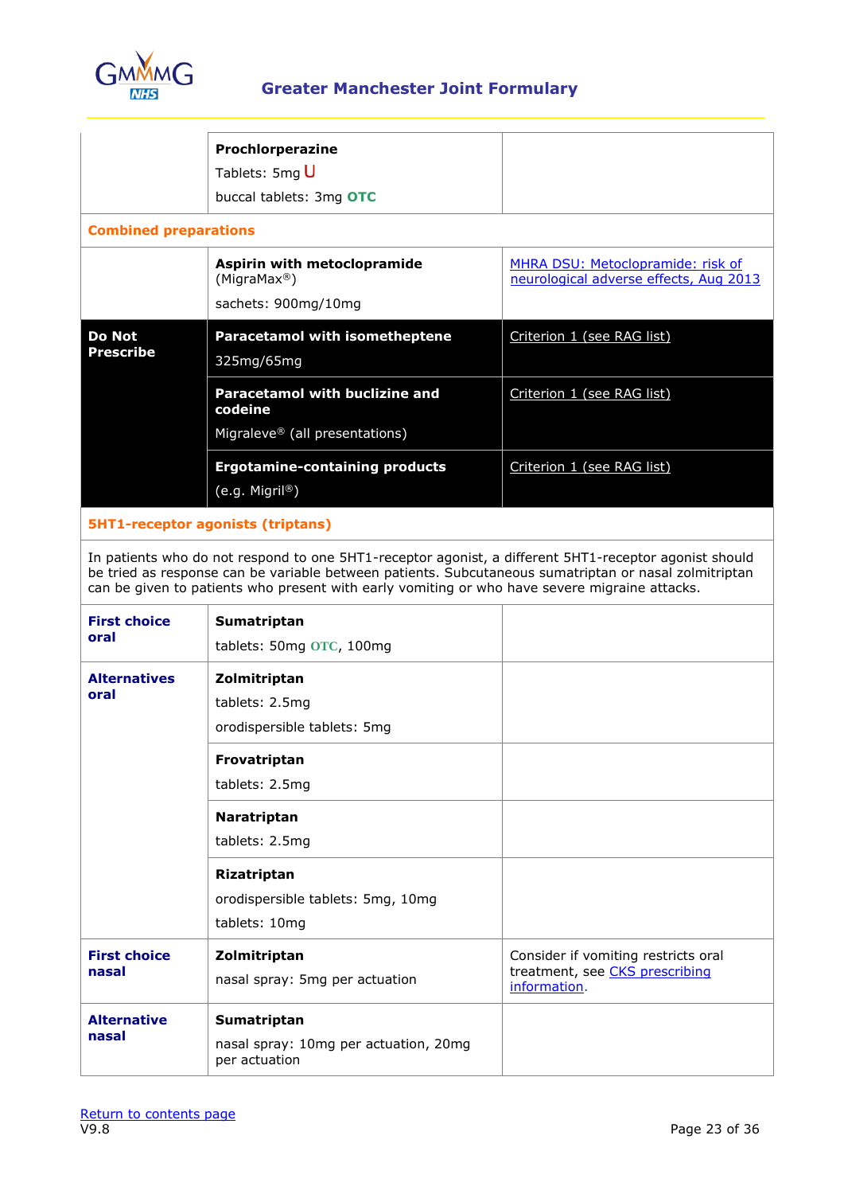| | | |
|---|---|---|
| | **Prochlorperazine**<br>Tablets: 5mg U<br>buccal tablets: 3mg **OTC** | |
| **Combined preparations** | | |
| | **Aspirin with metoclopramide** (MigraMax®)<br>sachets: 900mg/10mg | MHRA DSU: Metoclopramide: risk of neurological adverse effects, Aug 2013 |
| **Do Not Prescribe** | **Paracetamol with isometheptene**<br>325mg/65mg | Criterion 1 (see RAG list) |
| | **Paracetamol with buclizine and codeine**<br>Migraleve® (all presentations) | Criterion 1 (see RAG list) |
| | **Ergotamine-containing products**<br>(e.g. Migril®) | Criterion 1 (see RAG list) |
| **5HT1-receptor agonists (triptans)** | | |
| In patients who do not respond to one 5HT1-receptor agonist, a different 5HT1-receptor agonist should be tried as response can be variable between patients. Subcutaneous sumatriptan or nasal zolmitriptan can be given to patients who present with early vomiting or who have severe migraine attacks. | | |
| **First choice oral** | **Sumatriptan**<br>tablets: 50mg **OTC**, 100mg | |
| **Alternatives oral** | **Zolmitriptan**<br>tablets: 2.5mg<br>orodispersible tablets: 5mg | |
| | **Frovatriptan**<br>tablets: 2.5mg | |
| | **Naratriptan**<br>tablets: 2.5mg | |
| | **Rizatriptan**<br>orodispersible tablets: 5mg, 10mg<br>tablets: 10mg | |
| **First choice nasal** | **Zolmitriptan**<br>nasal spray: 5mg per actuation | Consider if vomiting restricts oral treatment, see CKS prescribing information. |
| **Alternative nasal** | **Sumatriptan**<br>nasal spray: 10mg per actuation, 20mg per actuation | |

Return to contents page

V9.8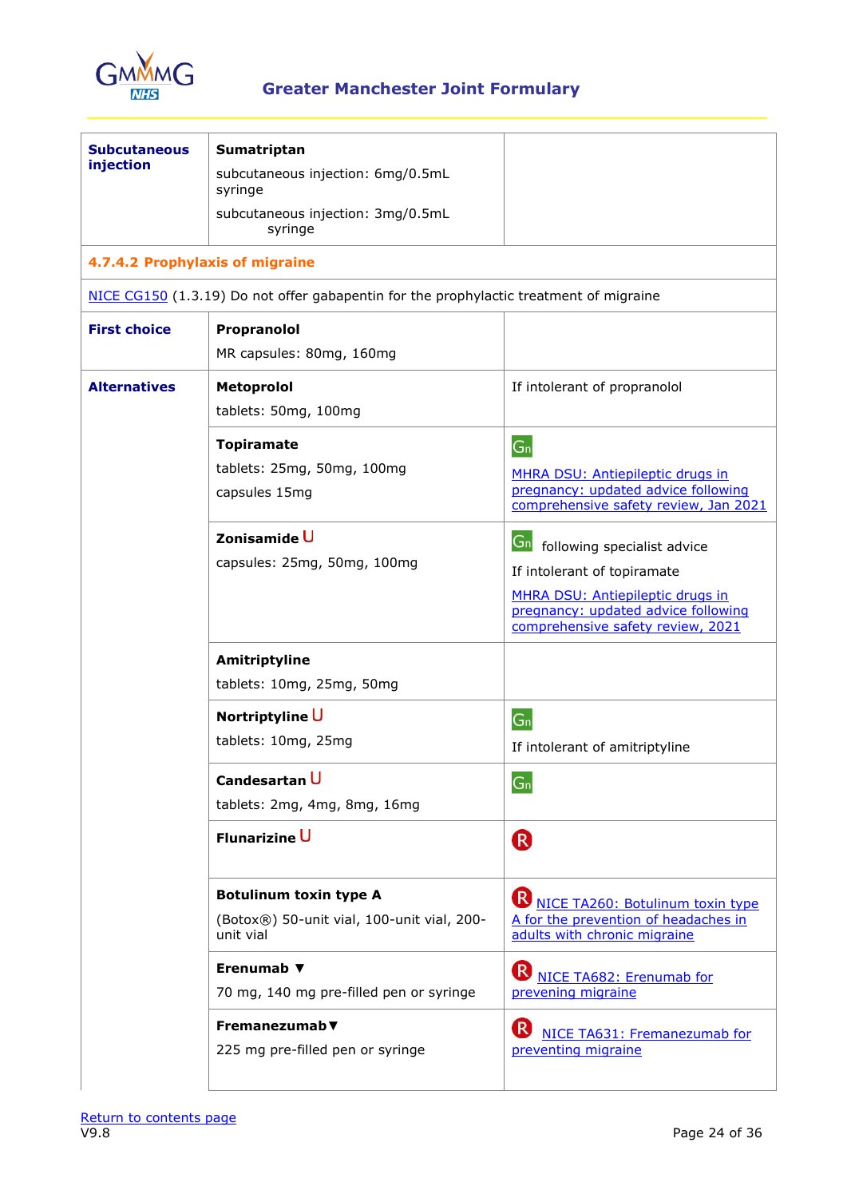| | | |
|---|---|---|
| **Subcutaneous injection** | **Sumatriptan**<br>subcutaneous injection: 6mg/0.5mL syringe<br>subcutaneous injection: 3mg/0.5mL syringe | |
| **4.7.4.2 Prophylaxis of migraine** | | |
| NICE CG150 (1.3.19) Do not offer gabapentin for the prophylactic treatment of migraine | | |
| **First choice** | **Propranolol**<br>MR capsules: 80mg, 160mg | |
| **Alternatives** | **Metoprolol**<br>tablets: 50mg, 100mg | If intolerant of propranolol |
| | **Topiramate**<br>tablets: 25mg, 50mg, 100mg<br>capsules 15mg | Gn<br>MHRA DSU: Antiepileptic drugs in pregnancy: updated advice following comprehensive safety review, Jan 2021 |
| | **Zonisamide** U<br>capsules: 25mg, 50mg, 100mg | Gn following specialist advice<br>If intolerant of topiramate<br>MHRA DSU: Antiepileptic drugs in pregnancy: updated advice following comprehensive safety review, 2021 |
| | **Amitriptyline**<br>tablets: 10mg, 25mg, 50mg | |
| | **Nortriptyline** U<br>tablets: 10mg, 25mg | Gn<br>If intolerant of amitriptyline |
| | **Candesartan** U<br>tablets: 2mg, 4mg, 8mg, 16mg | Gn |
| | **Flunarizine** U | R |
| | **Botulinum toxin type A**<br>(Botox®) 50-unit vial, 100-unit vial, 200-unit vial | R NICE TA260: Botulinum toxin type A for the prevention of headaches in adults with chronic migraine |
| | **Erenumab ▼**<br>70 mg, 140 mg pre-filled pen or syringe | R NICE TA682: Erenumab for preventing migraine |
| | **Fremanezumab▼**<br>225 mg pre-filled pen or syringe | R NICE TA631: Fremanezumab for preventing migraine |

Return to contents page
V9.8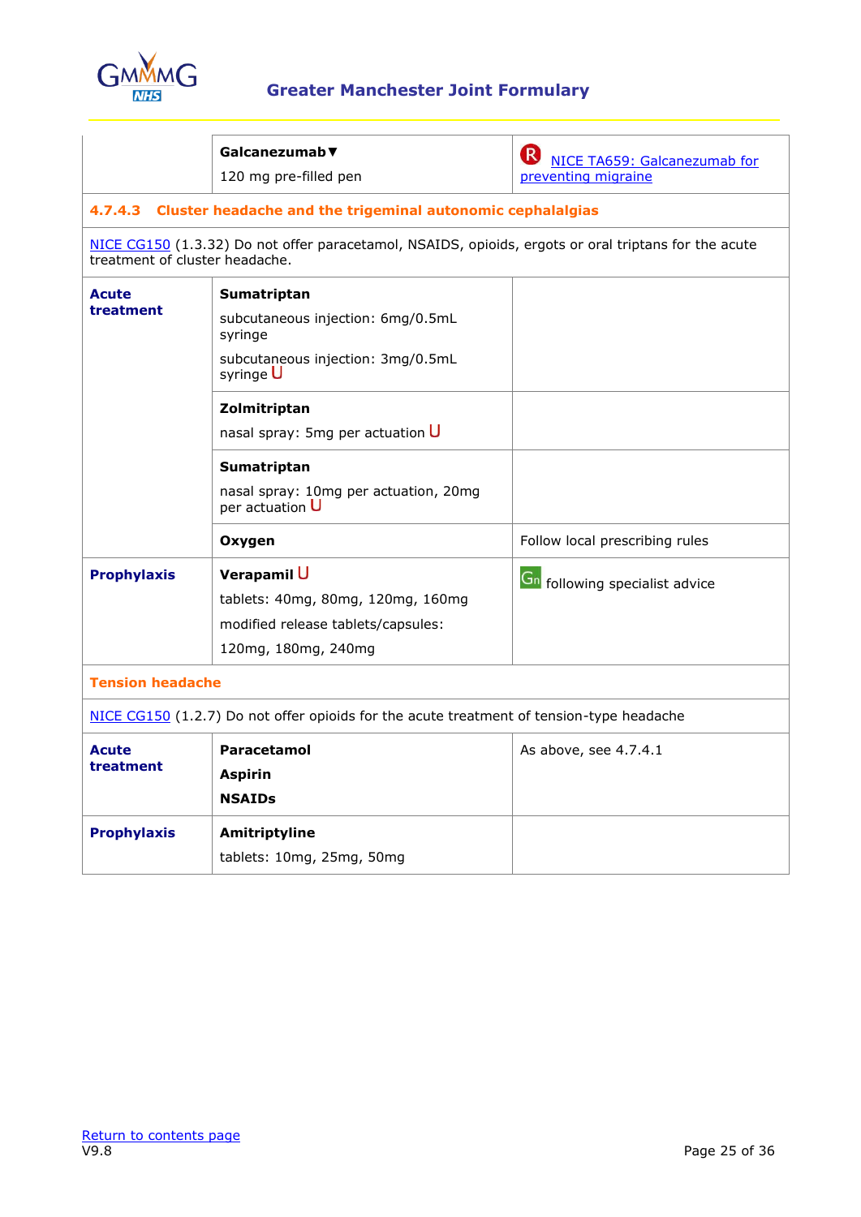| | | |
|---|---|---|
| | **Galcanezumab▼**<br>120 mg pre-filled pen | R [NICE TA659: Galcanezumab for preventing migraine] |
| **4.7.4.3 Cluster headache and the trigeminal autonomic cephalalgias** | | |
| NICE CG150 (1.3.32) Do not offer paracetamol, NSAIDS, opioids, ergots or oral triptans for the acute treatment of cluster headache. | | |
| **Acute treatment** | **Sumatriptan**<br>subcutaneous injection: 6mg/0.5mL syringe<br>subcutaneous injection: 3mg/0.5mL syringe U | |
| | **Zolmitriptan**<br>nasal spray: 5mg per actuation U | |
| | **Sumatriptan**<br>nasal spray: 10mg per actuation, 20mg per actuation U | |
| | **Oxygen** | Follow local prescribing rules |
| **Prophylaxis** | **Verapamil** U<br>tablets: 40mg, 80mg, 120mg, 160mg<br>modified release tablets/capsules:<br>120mg, 180mg, 240mg | Gn following specialist advice |
| **Tension headache** | | |
| NICE CG150 (1.2.7) Do not offer opioids for the acute treatment of tension-type headache | | |
| **Acute treatment** | **Paracetamol**<br>**Aspirin**<br>**NSAIDs** | As above, see 4.7.4.1 |
| **Prophylaxis** | **Amitriptyline**<br>tablets: 10mg, 25mg, 50mg | |

Return to contents page
V9.8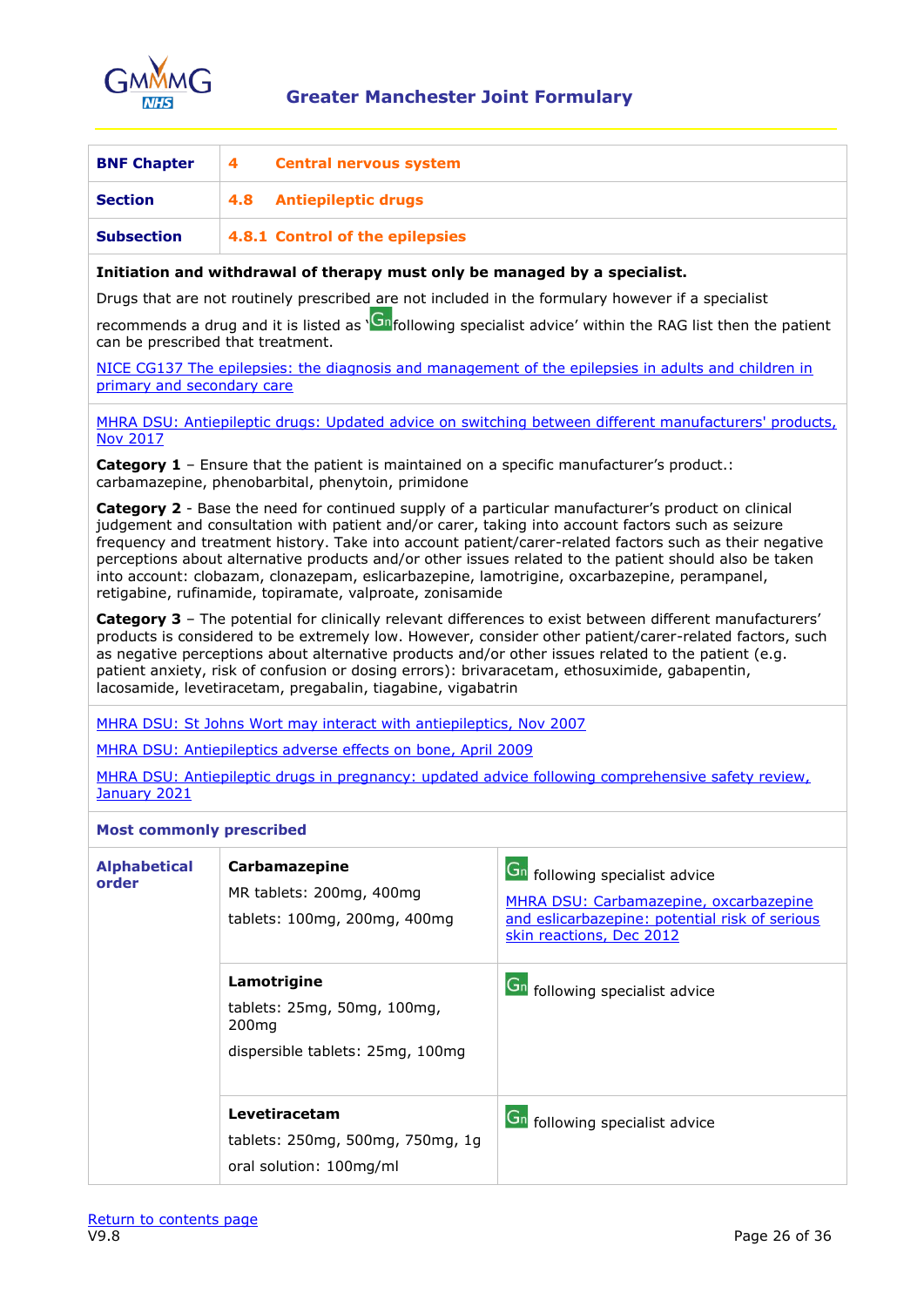**Greater Manchester Joint Formulary**

| BNF Chapter | 4 Central nervous system |
|---|---|
| Section | 4.8 Antiepileptic drugs |
| Subsection | 4.8.1 Control of the epilepsies |

**Initiation and withdrawal of therapy must only be managed by a specialist.**

Drugs that are not routinely prescribed are not included in the formulary however if a specialist recommends a drug and it is listed as 'Gn following specialist advice' within the RAG list then the patient can be prescribed that treatment.

NICE CG137 The epilepsies: the diagnosis and management of the epilepsies in adults and children in primary and secondary care

MHRA DSU: Antiepileptic drugs: Updated advice on switching between different manufacturers' products, Nov 2017

**Category 1** – Ensure that the patient is maintained on a specific manufacturer's product.: carbamazepine, phenobarbital, phenytoin, primidone

**Category 2** - Base the need for continued supply of a particular manufacturer's product on clinical judgement and consultation with patient and/or carer, taking into account factors such as seizure frequency and treatment history. Take into account patient/carer-related factors such as their negative perceptions about alternative products and/or other issues related to the patient should also be taken into account: clobazam, clonazepam, eslicarbazepine, lamotrigine, oxcarbazepine, perampanel, retigabine, rufinamide, topiramate, valproate, zonisamide

**Category 3** – The potential for clinically relevant differences to exist between different manufacturers' products is considered to be extremely low. However, consider other patient/carer-related factors, such as negative perceptions about alternative products and/or other issues related to the patient (e.g. patient anxiety, risk of confusion or dosing errors): brivaracetam, ethosuximide, gabapentin, lacosamide, levetiracetam, pregabalin, tiagabine, vigabatrin

MHRA DSU: St Johns Wort may interact with antiepileptics, Nov 2007

MHRA DSU: Antiepileptics adverse effects on bone, April 2009

MHRA DSU: Antiepileptic drugs in pregnancy: updated advice following comprehensive safety review, January 2021

**Most commonly prescribed**

| Alphabetical order | Drug | Notes |
|---|---|---|
| | **Carbamazepine**<br>MR tablets: 200mg, 400mg<br>tablets: 100mg, 200mg, 400mg | Gn following specialist advice<br>MHRA DSU: Carbamazepine, oxcarbazepine and eslicarbazepine: potential risk of serious skin reactions, Dec 2012 |
| | **Lamotrigine**<br>tablets: 25mg, 50mg, 100mg, 200mg<br>dispersible tablets: 25mg, 100mg | Gn following specialist advice |
| | **Levetiracetam**<br>tablets: 250mg, 500mg, 750mg, 1g<br>oral solution: 100mg/ml | Gn following specialist advice |

Return to contents page

V9.8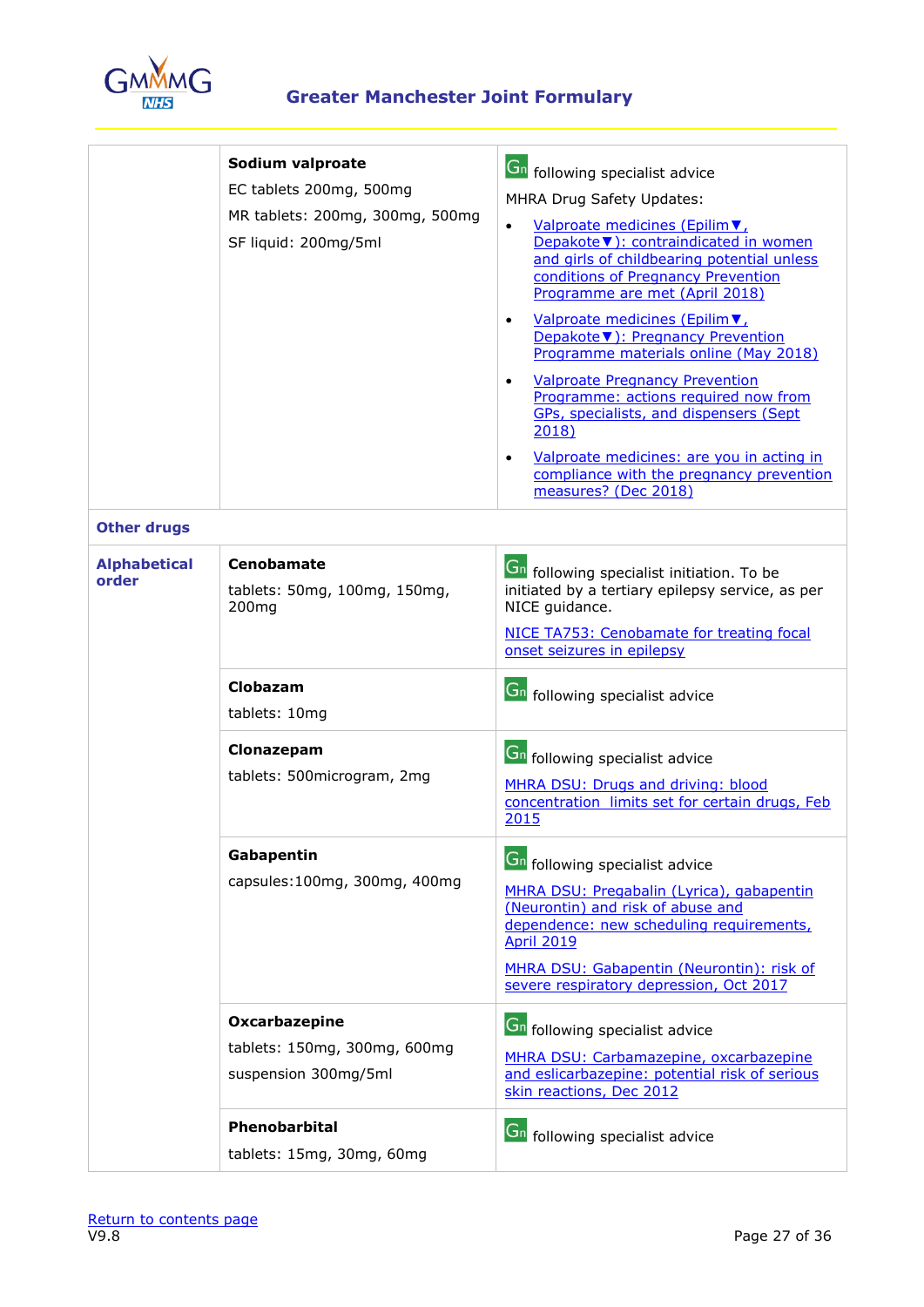| | | |
|---|---|---|
| | **Sodium valproate**<br>EC tablets 200mg, 500mg<br>MR tablets: 200mg, 300mg, 500mg<br>SF liquid: 200mg/5ml | Gn following specialist advice<br>MHRA Drug Safety Updates:<br>• Valproate medicines (Epilim▼, Depakote▼): contraindicated in women and girls of childbearing potential unless conditions of Pregnancy Prevention Programme are met (April 2018)<br>• Valproate medicines (Epilim▼, Depakote▼): Pregnancy Prevention Programme materials online (May 2018)<br>• Valproate Pregnancy Prevention Programme: actions required now from GPs, specialists, and dispensers (Sept 2018)<br>• Valproate medicines: are you in acting in compliance with the pregnancy prevention measures? (Dec 2018) |
| **Other drugs** | | |
| **Alphabetical order** | **Cenobamate**<br>tablets: 50mg, 100mg, 150mg, 200mg | Gn following specialist initiation. To be initiated by a tertiary epilepsy service, as per NICE guidance.<br>NICE TA753: Cenobamate for treating focal onset seizures in epilepsy |
| | **Clobazam**<br>tablets: 10mg | Gn following specialist advice |
| | **Clonazepam**<br>tablets: 500microgram, 2mg | Gn following specialist advice<br>MHRA DSU: Drugs and driving: blood concentration limits set for certain drugs, Feb 2015 |
| | **Gabapentin**<br>capsules:100mg, 300mg, 400mg | Gn following specialist advice<br>MHRA DSU: Pregabalin (Lyrica), gabapentin (Neurontin) and risk of abuse and dependence: new scheduling requirements, April 2019<br>MHRA DSU: Gabapentin (Neurontin): risk of severe respiratory depression, Oct 2017 |
| | **Oxcarbazepine**<br>tablets: 150mg, 300mg, 600mg<br>suspension 300mg/5ml | Gn following specialist advice<br>MHRA DSU: Carbamazepine, oxcarbazepine and eslicarbazepine: potential risk of serious skin reactions, Dec 2012 |
| | **Phenobarbital**<br>tablets: 15mg, 30mg, 60mg | Gn following specialist advice |

Return to contents page
V9.8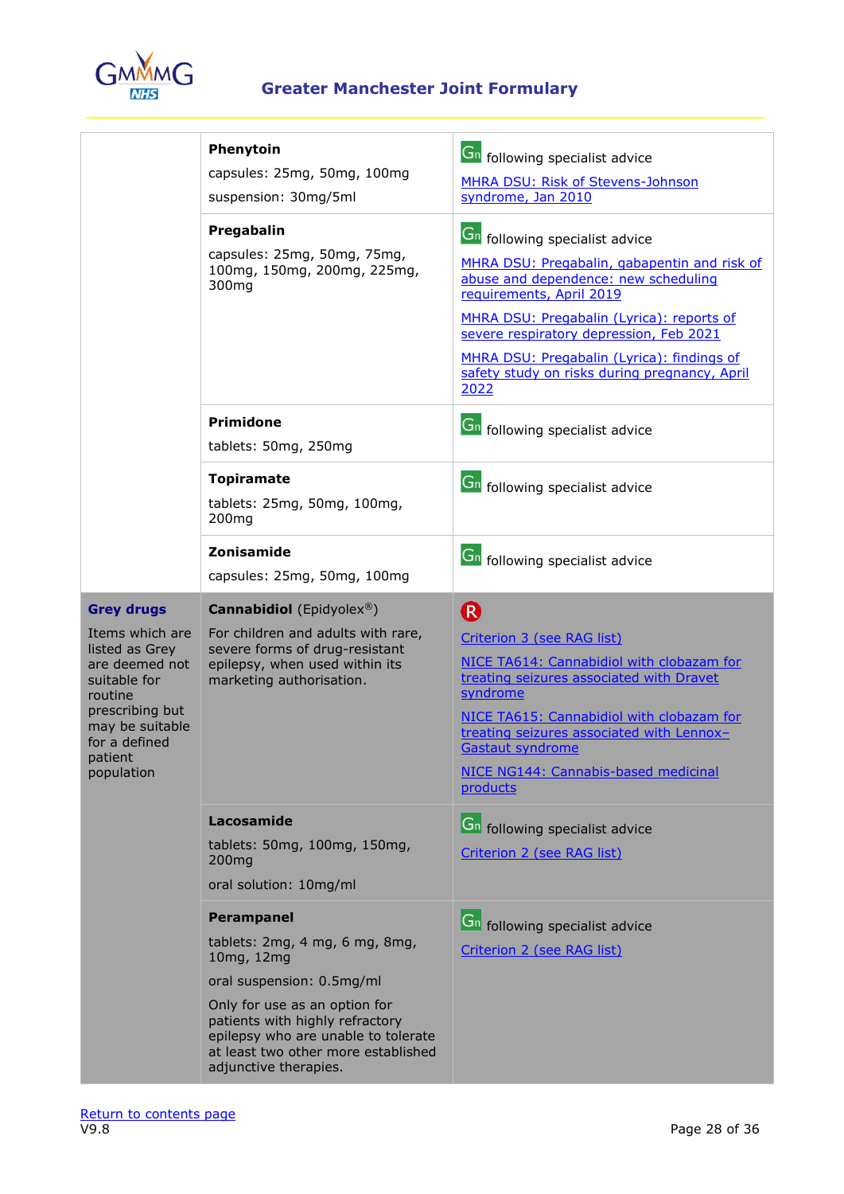| | | |
|---|---|---|
| | **Phenytoin**<br>capsules: 25mg, 50mg, 100mg<br>suspension: 30mg/5ml | Gn following specialist advice<br>MHRA DSU: Risk of Stevens-Johnson syndrome, Jan 2010 |
| | **Pregabalin**<br>capsules: 25mg, 50mg, 75mg, 100mg, 150mg, 200mg, 225mg, 300mg | Gn following specialist advice<br>MHRA DSU: Pregabalin, gabapentin and risk of abuse and dependence: new scheduling requirements, April 2019<br>MHRA DSU: Pregabalin (Lyrica): reports of severe respiratory depression, Feb 2021<br>MHRA DSU: Pregabalin (Lyrica): findings of safety study on risks during pregnancy, April 2022 |
| | **Primidone**<br>tablets: 50mg, 250mg | Gn following specialist advice |
| | **Topiramate**<br>tablets: 25mg, 50mg, 100mg, 200mg | Gn following specialist advice |
| | **Zonisamide**<br>capsules: 25mg, 50mg, 100mg | Gn following specialist advice |
| **Grey drugs**<br>Items which are listed as Grey are deemed not suitable for routine prescribing but may be suitable for a defined patient population | **Cannabidiol** (Epidyolex®)<br>For children and adults with rare, severe forms of drug-resistant epilepsy, when used within its marketing authorisation. | R<br>Criterion 3 (see RAG list)<br>NICE TA614: Cannabidiol with clobazam for treating seizures associated with Dravet syndrome<br>NICE TA615: Cannabidiol with clobazam for treating seizures associated with Lennox–Gastaut syndrome<br>NICE NG144: Cannabis-based medicinal products |
| | **Lacosamide**<br>tablets: 50mg, 100mg, 150mg, 200mg<br>oral solution: 10mg/ml | Gn following specialist advice<br>Criterion 2 (see RAG list) |
| | **Perampanel**<br>tablets: 2mg, 4 mg, 6 mg, 8mg, 10mg, 12mg<br>oral suspension: 0.5mg/ml<br>Only for use as an option for patients with highly refractory epilepsy who are unable to tolerate at least two other more established adjunctive therapies. | Gn following specialist advice<br>Criterion 2 (see RAG list) |

Return to contents page

V9.8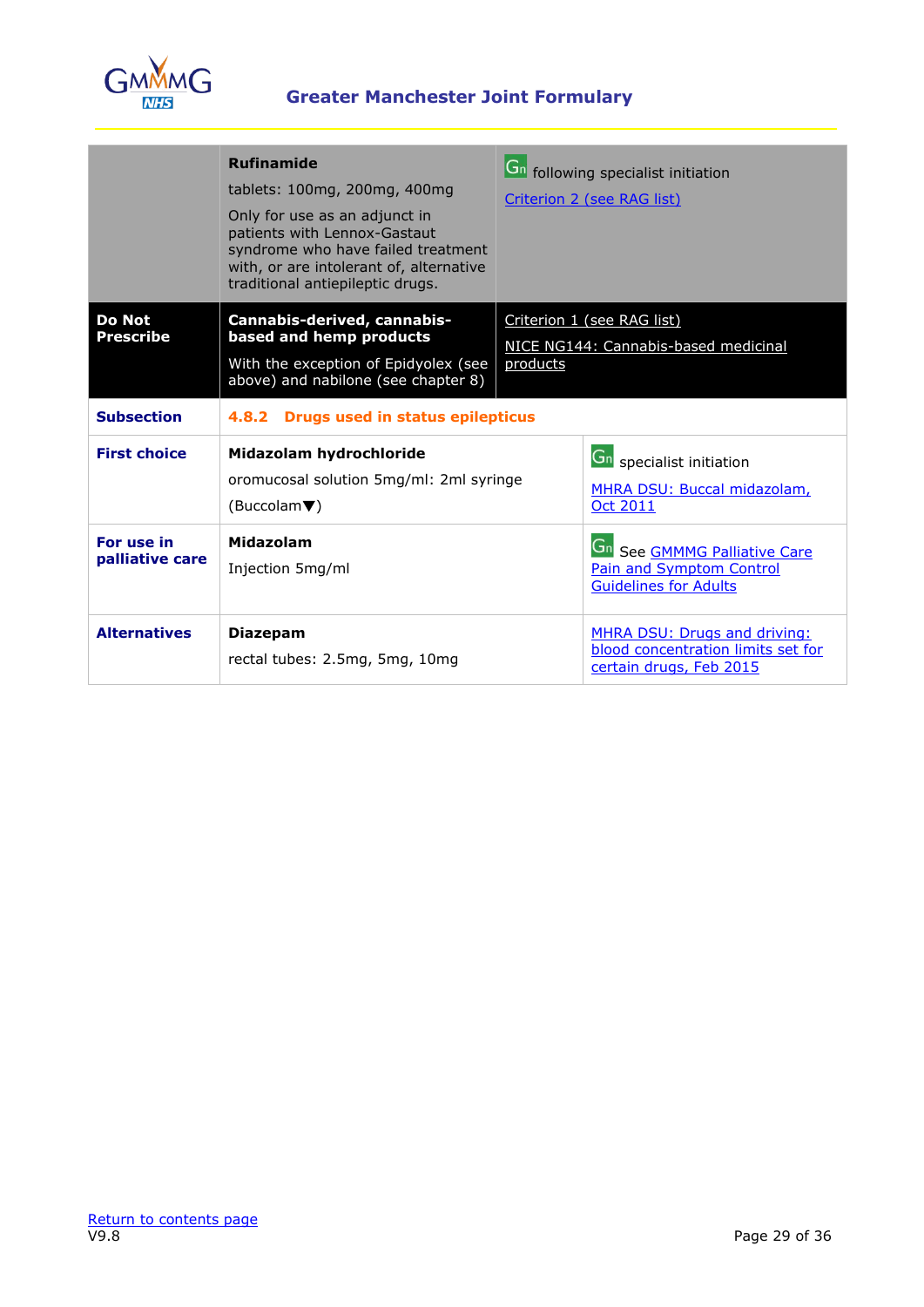| | | |
|---|---|---|
| | **Rufinamide**<br>tablets: 100mg, 200mg, 400mg<br>Only for use as an adjunct in patients with Lennox-Gastaut syndrome who have failed treatment with, or are intolerant of, alternative traditional antiepileptic drugs. | Gn following specialist initiation<br>Criterion 2 (see RAG list) |
| **Do Not Prescribe** | **Cannabis-derived, cannabis-based and hemp products**<br>With the exception of Epidyolex (see above) and nabilone (see chapter 8) | Criterion 1 (see RAG list)<br>NICE NG144: Cannabis-based medicinal products |
| **Subsection** | **4.8.2 Drugs used in status epilepticus** | |
| **First choice** | **Midazolam hydrochloride**<br>oromucosal solution 5mg/ml: 2ml syringe<br>(Buccolam▼) | Gn specialist initiation<br>MHRA DSU: Buccal midazolam, Oct 2011 |
| **For use in palliative care** | **Midazolam**<br>Injection 5mg/ml | Gn See GMMMG Palliative Care Pain and Symptom Control Guidelines for Adults |
| **Alternatives** | **Diazepam**<br>rectal tubes: 2.5mg, 5mg, 10mg | MHRA DSU: Drugs and driving: blood concentration limits set for certain drugs, Feb 2015 |

Return to contents page

V9.8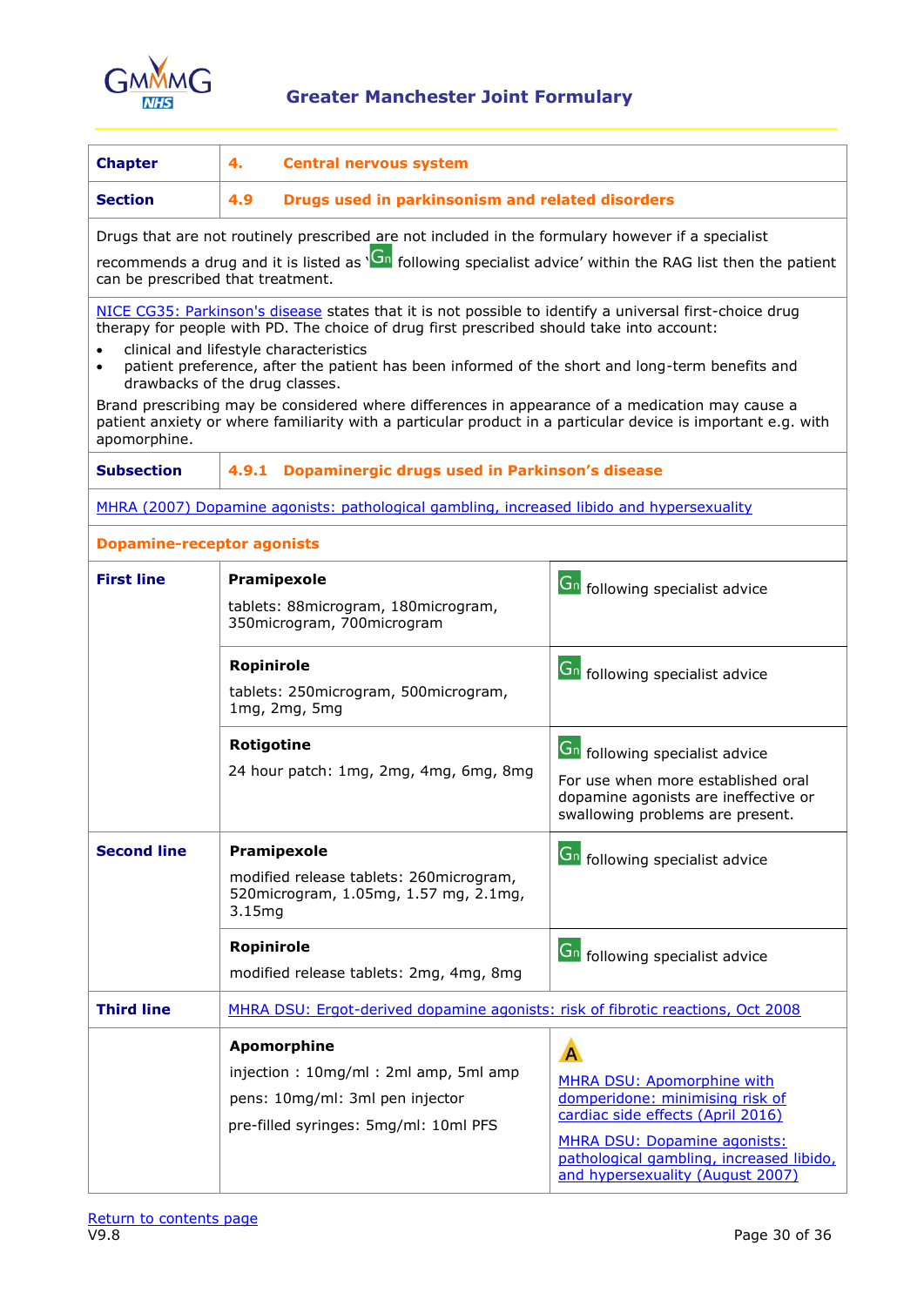# Greater Manchester Joint Formulary

| | | |
|---|---|---|
| **Chapter** | **4. Central nervous system** | |
| **Section** | **4.9 Drugs used in parkinsonism and related disorders** | |
| Drugs that are not routinely prescribed are not included in the formulary however if a specialist recommends a drug and it is listed as 'Gn following specialist advice' within the RAG list then the patient can be prescribed that treatment. | | |
| NICE CG35: Parkinson's disease states that it is not possible to identify a universal first-choice drug therapy for people with PD. The choice of drug first prescribed should take into account:<br>• clinical and lifestyle characteristics<br>• patient preference, after the patient has been informed of the short and long-term benefits and drawbacks of the drug classes.<br>Brand prescribing may be considered where differences in appearance of a medication may cause a patient anxiety or where familiarity with a particular product in a particular device is important e.g. with apomorphine. | | |
| **Subsection** | **4.9.1 Dopaminergic drugs used in Parkinson's disease** | |
| MHRA (2007) Dopamine agonists: pathological gambling, increased libido and hypersexuality | | |
| **Dopamine-receptor agonists** | | |
| **First line** | **Pramipexole**<br>tablets: 88microgram, 180microgram, 350microgram, 700microgram | Gn following specialist advice |
| | **Ropinirole**<br>tablets: 250microgram, 500microgram, 1mg, 2mg, 5mg | Gn following specialist advice |
| | **Rotigotine**<br>24 hour patch: 1mg, 2mg, 4mg, 6mg, 8mg | Gn following specialist advice<br>For use when more established oral dopamine agonists are ineffective or swallowing problems are present. |
| **Second line** | **Pramipexole**<br>modified release tablets: 260microgram, 520microgram, 1.05mg, 1.57 mg, 2.1mg, 3.15mg | Gn following specialist advice |
| | **Ropinirole**<br>modified release tablets: 2mg, 4mg, 8mg | Gn following specialist advice |
| **Third line** | MHRA DSU: Ergot-derived dopamine agonists: risk of fibrotic reactions, Oct 2008 | |
| | **Apomorphine**<br>injection : 10mg/ml : 2ml amp, 5ml amp<br>pens: 10mg/ml: 3ml pen injector<br>pre-filled syringes: 5mg/ml: 10ml PFS | A<br>MHRA DSU: Apomorphine with domperidone: minimising risk of cardiac side effects (April 2016)<br>MHRA DSU: Dopamine agonists: pathological gambling, increased libido, and hypersexuality (August 2007) |

Return to contents page
V9.8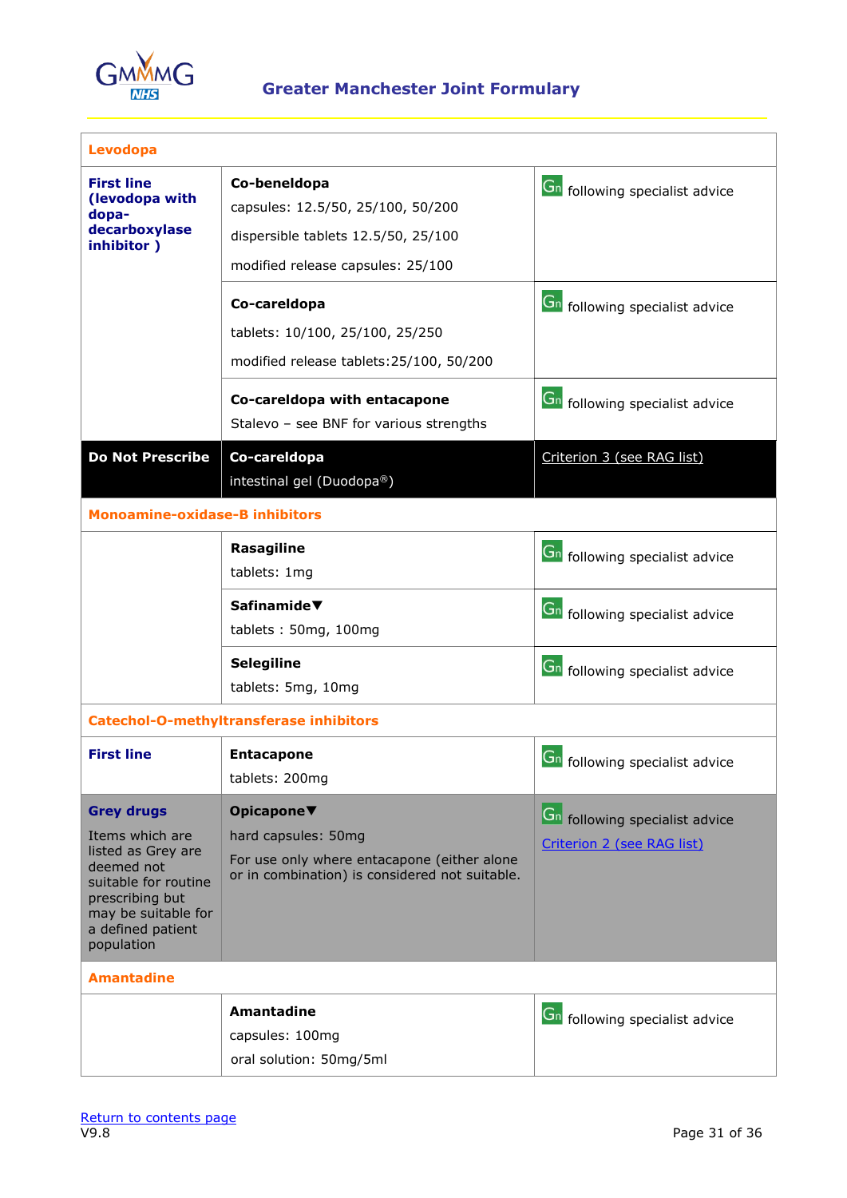| Levodopa | | |
|---|---|---|
| **First line (levodopa with dopa-decarboxylase inhibitor )** | **Co-beneldopa**<br>capsules: 12.5/50, 25/100, 50/200<br>dispersible tablets 12.5/50, 25/100<br>modified release capsules: 25/100 | Gn following specialist advice |
| | **Co-careldopa**<br>tablets: 10/100, 25/100, 25/250<br>modified release tablets:25/100, 50/200 | Gn following specialist advice |
| | **Co-careldopa with entacapone**<br>Stalevo – see BNF for various strengths | Gn following specialist advice |
| **Do Not Prescribe** | **Co-careldopa**<br>intestinal gel (Duodopa®) | Criterion 3 (see RAG list) |
| **Monoamine-oxidase-B inhibitors** | | |
| | **Rasagiline**<br>tablets: 1mg | Gn following specialist advice |
| | **Safinamide▼**<br>tablets : 50mg, 100mg | Gn following specialist advice |
| | **Selegiline**<br>tablets: 5mg, 10mg | Gn following specialist advice |
| **Catechol-O-methyltransferase inhibitors** | | |
| **First line** | **Entacapone**<br>tablets: 200mg | Gn following specialist advice |
| **Grey drugs**<br>Items which are listed as Grey are deemed not suitable for routine prescribing but may be suitable for a defined patient population | **Opicapone▼**<br>hard capsules: 50mg<br>For use only where entacapone (either alone or in combination) is considered not suitable. | Gn following specialist advice<br>Criterion 2 (see RAG list) |
| **Amantadine** | | |
| | **Amantadine**<br>capsules: 100mg<br>oral solution: 50mg/5ml | Gn following specialist advice |

Return to contents page
V9.8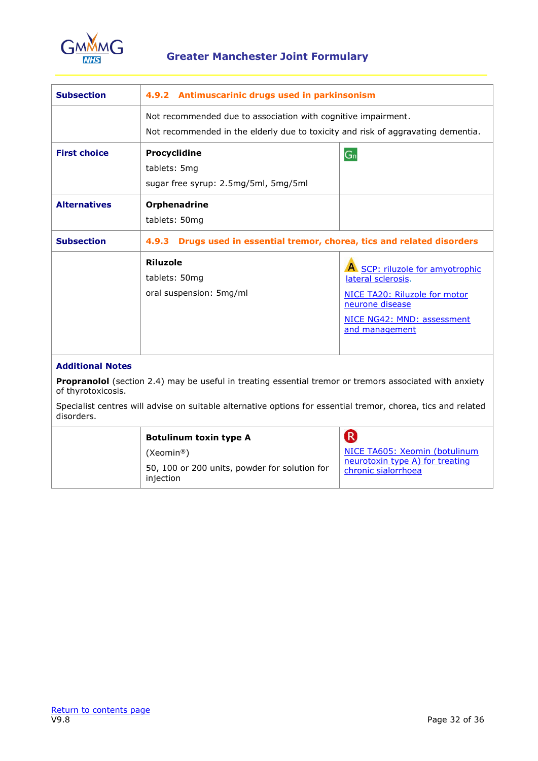| Subsection | 4.9.2 Antimuscarinic drugs used in parkinsonism | |
|---|---|---|
| | Not recommended due to association with cognitive impairment.<br>Not recommended in the elderly due to toxicity and risk of aggravating dementia. | |
| **First choice** | **Procyclidine**<br>tablets: 5mg<br>sugar free syrup: 2.5mg/5ml, 5mg/5ml | Gn |
| **Alternatives** | **Orphenadrine**<br>tablets: 50mg | |
| **Subsection** | **4.9.3 Drugs used in essential tremor, chorea, tics and related disorders** | |
| | **Riluzole**<br>tablets: 50mg<br>oral suspension: 5mg/ml | A SCP: riluzole for amyotrophic lateral sclerosis.<br>NICE TA20: Riluzole for motor neurone disease<br>NICE NG42: MND: assessment and management |

### Additional Notes

**Propranolol** (section 2.4) may be useful in treating essential tremor or tremors associated with anxiety of thyrotoxicosis.

Specialist centres will advise on suitable alternative options for essential tremor, chorea, tics and related disorders.

| | | |
|---|---|---|
| | **Botulinum toxin type A**<br>(Xeomin®)<br>50, 100 or 200 units, powder for solution for injection | R<br>NICE TA605: Xeomin (botulinum neurotoxin type A) for treating chronic sialorrhoea |

Return to contents page
V9.8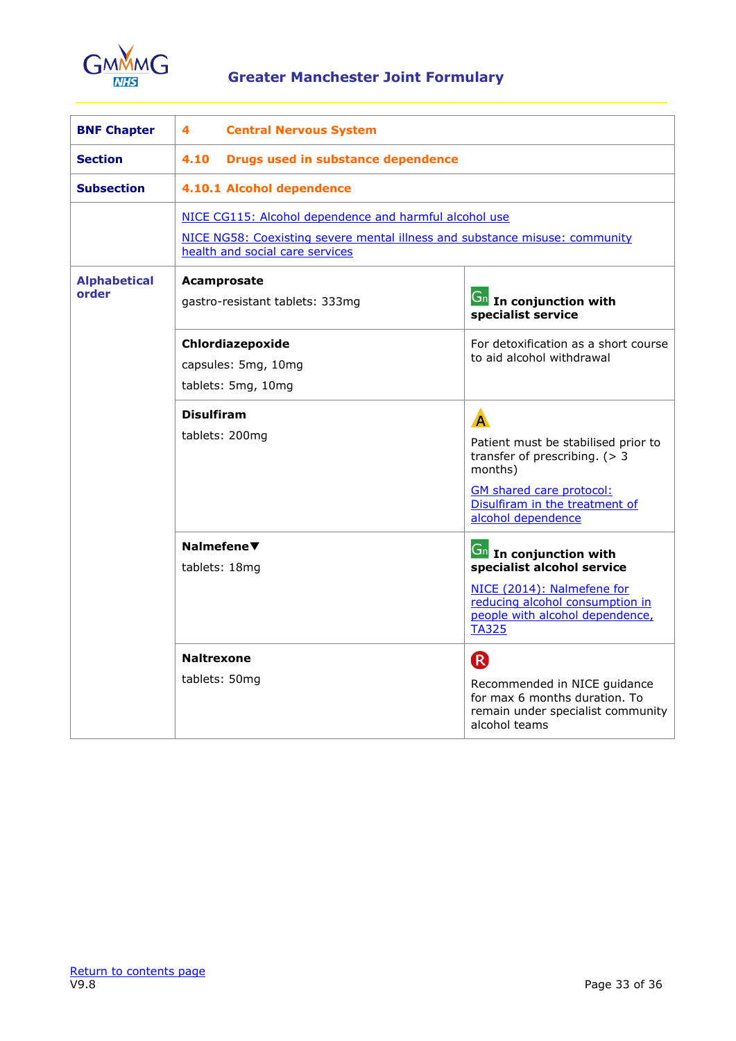**Greater Manchester Joint Formulary**

| | | |
|---|---|---|
| **BNF Chapter** | **4 Central Nervous System** | |
| **Section** | **4.10 Drugs used in substance dependence** | |
| **Subsection** | **4.10.1 Alcohol dependence** | |
| | NICE CG115: Alcohol dependence and harmful alcohol use<br>NICE NG58: Coexisting severe mental illness and substance misuse: community health and social care services | |
| **Alphabetical order** | **Acamprosate**<br>gastro-resistant tablets: 333mg | Gn **In conjunction with specialist service** |
| | **Chlordiazepoxide**<br>capsules: 5mg, 10mg<br>tablets: 5mg, 10mg | For detoxification as a short course to aid alcohol withdrawal |
| | **Disulfiram**<br>tablets: 200mg | A<br>Patient must be stabilised prior to transfer of prescribing. (> 3 months)<br>GM shared care protocol: Disulfiram in the treatment of alcohol dependence |
| | **Nalmefene▼**<br>tablets: 18mg | Gn **In conjunction with specialist alcohol service**<br>NICE (2014): Nalmefene for reducing alcohol consumption in people with alcohol dependence, TA325 |
| | **Naltrexone**<br>tablets: 50mg | R<br>Recommended in NICE guidance for max 6 months duration. To remain under specialist community alcohol teams |

Return to contents page
V9.8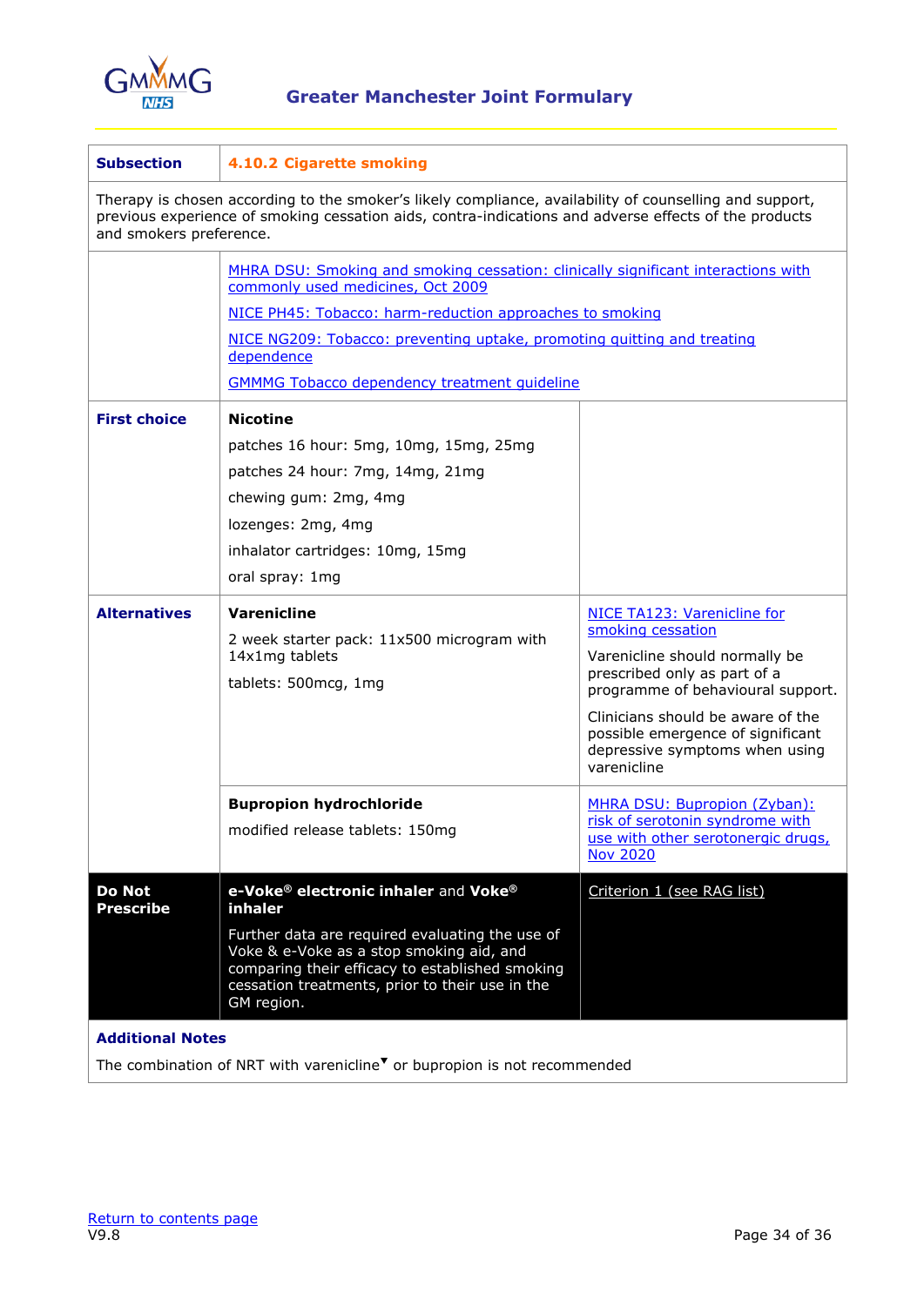## Greater Manchester Joint Formulary

| Subsection | 4.10.2 Cigarette smoking | |
|---|---|---|
| Therapy is chosen according to the smoker's likely compliance, availability of counselling and support, previous experience of smoking cessation aids, contra-indications and adverse effects of the products and smokers preference. | | |
| | MHRA DSU: Smoking and smoking cessation: clinically significant interactions with commonly used medicines, Oct 2009<br>NICE PH45: Tobacco: harm-reduction approaches to smoking<br>NICE NG209: Tobacco: preventing uptake, promoting quitting and treating dependence<br>GMMMG Tobacco dependency treatment guideline | |
| **First choice** | **Nicotine**<br>patches 16 hour: 5mg, 10mg, 15mg, 25mg<br>patches 24 hour: 7mg, 14mg, 21mg<br>chewing gum: 2mg, 4mg<br>lozenges: 2mg, 4mg<br>inhalator cartridges: 10mg, 15mg<br>oral spray: 1mg | |
| **Alternatives** | **Varenicline**<br>2 week starter pack: 11x500 microgram with 14x1mg tablets<br>tablets: 500mcg, 1mg | NICE TA123: Varenicline for smoking cessation<br>Varenicline should normally be prescribed only as part of a programme of behavioural support.<br>Clinicians should be aware of the possible emergence of significant depressive symptoms when using varenicline |
| | **Bupropion hydrochloride**<br>modified release tablets: 150mg | MHRA DSU: Bupropion (Zyban): risk of serotonin syndrome with use with other serotonergic drugs, Nov 2020 |
| **Do Not Prescribe** | **e-Voke® electronic inhaler** and **Voke® inhaler**<br>Further data are required evaluating the use of Voke & e-Voke as a stop smoking aid, and comparing their efficacy to established smoking cessation treatments, prior to their use in the GM region. | Criterion 1 (see RAG list) |

**Additional Notes**

The combination of NRT with varenicline▼ or bupropion is not recommended

Return to contents page
V9.8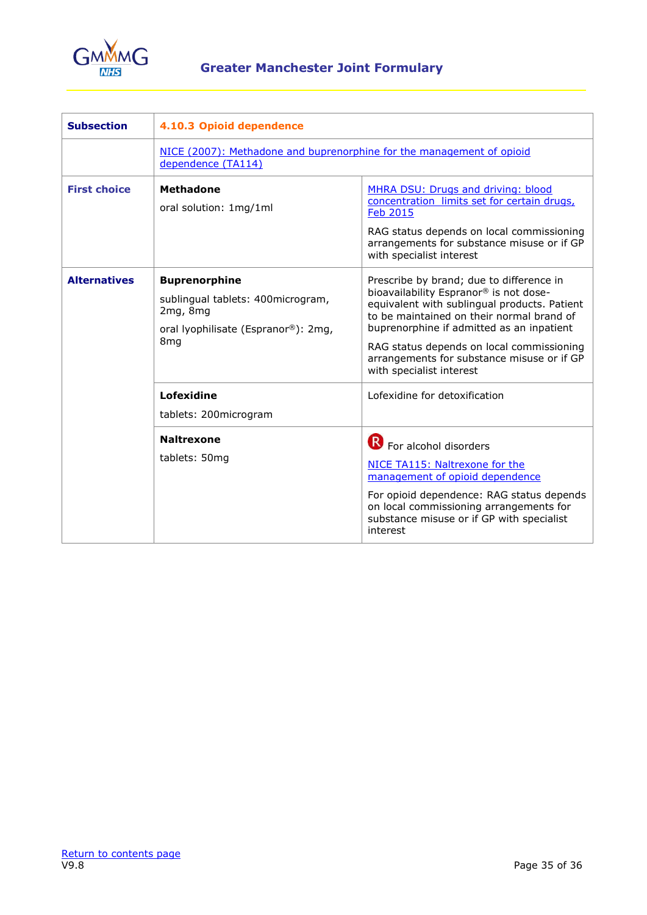| Subsection | 4.10.3 Opioid dependence | |
|---|---|---|
| | NICE (2007): Methadone and buprenorphine for the management of opioid dependence (TA114) | |
| First choice | **Methadone**<br>oral solution: 1mg/1ml | MHRA DSU: Drugs and driving: blood concentration limits set for certain drugs, Feb 2015<br>RAG status depends on local commissioning arrangements for substance misuse or if GP with specialist interest |
| Alternatives | **Buprenorphine**<br>sublingual tablets: 400microgram, 2mg, 8mg<br>oral lyophilisate (Espranor®): 2mg, 8mg | Prescribe by brand; due to difference in bioavailability Espranor® is not dose-equivalent with sublingual products. Patient to be maintained on their normal brand of buprenorphine if admitted as an inpatient<br>RAG status depends on local commissioning arrangements for substance misuse or if GP with specialist interest |
| | **Lofexidine**<br>tablets: 200microgram | Lofexidine for detoxification |
| | **Naltrexone**<br>tablets: 50mg | R For alcohol disorders<br>NICE TA115: Naltrexone for the management of opioid dependence<br>For opioid dependence: RAG status depends on local commissioning arrangements for substance misuse or if GP with specialist interest |

Return to contents page

V9.8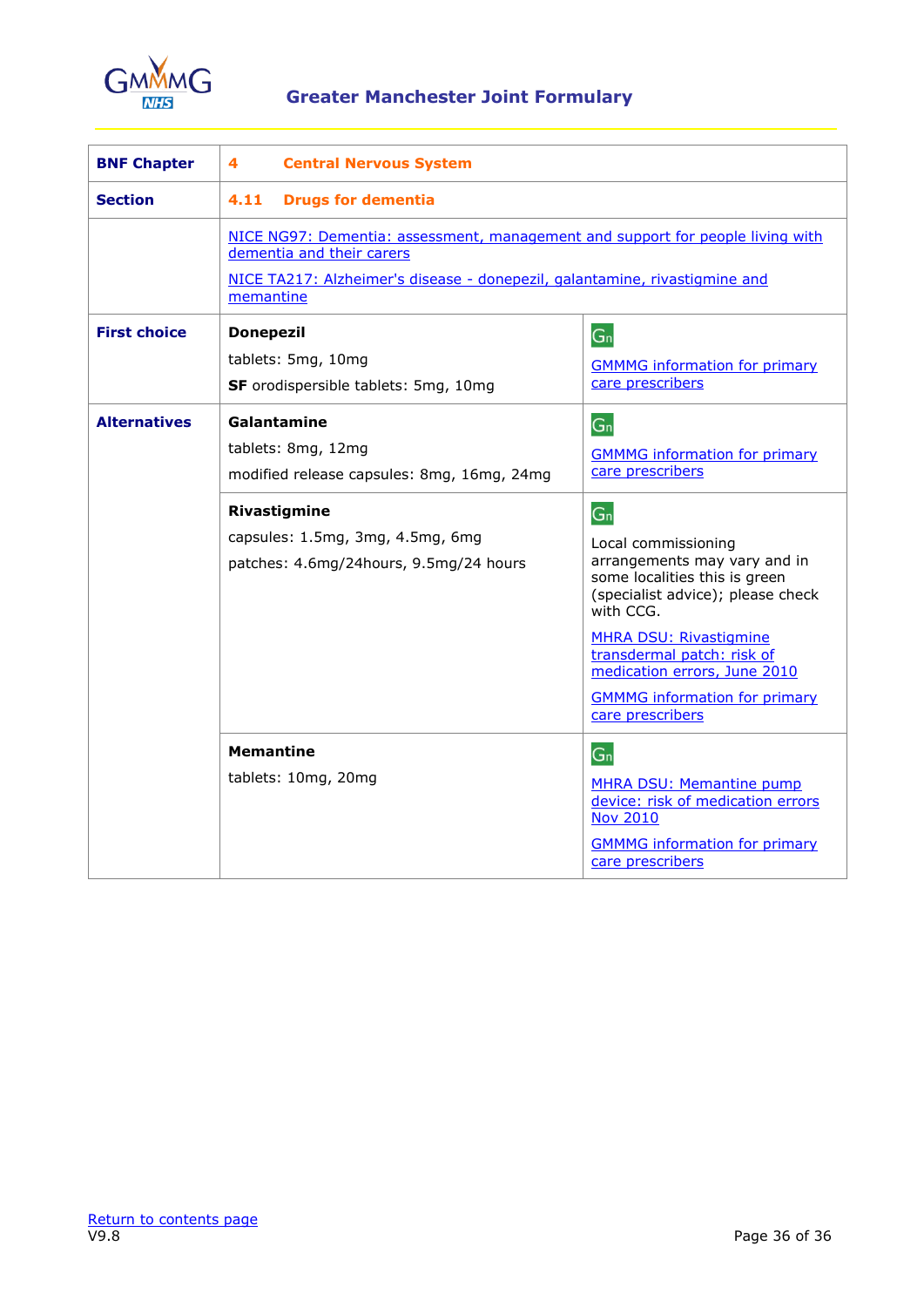# Greater Manchester Joint Formulary

| | | |
|---|---|---|
| **BNF Chapter** | **4 Central Nervous System** | |
| **Section** | **4.11 Drugs for dementia** | |
| | NICE NG97: Dementia: assessment, management and support for people living with dementia and their carers<br><br>NICE TA217: Alzheimer's disease - donepezil, galantamine, rivastigmine and memantine | |
| **First choice** | **Donepezil**<br>tablets: 5mg, 10mg<br>**SF** orodispersible tablets: 5mg, 10mg | Gn<br>GMMMG information for primary care prescribers |
| **Alternatives** | **Galantamine**<br>tablets: 8mg, 12mg<br>modified release capsules: 8mg, 16mg, 24mg | Gn<br>GMMMG information for primary care prescribers |
| | **Rivastigmine**<br>capsules: 1.5mg, 3mg, 4.5mg, 6mg<br>patches: 4.6mg/24hours, 9.5mg/24 hours | Gn<br>Local commissioning arrangements may vary and in some localities this is green (specialist advice); please check with CCG.<br>MHRA DSU: Rivastigmine transdermal patch: risk of medication errors, June 2010<br>GMMMG information for primary care prescribers |
| | **Memantine**<br>tablets: 10mg, 20mg | Gn<br>MHRA DSU: Memantine pump device: risk of medication errors Nov 2010<br>GMMMG information for primary care prescribers |

Return to contents page

V9.8